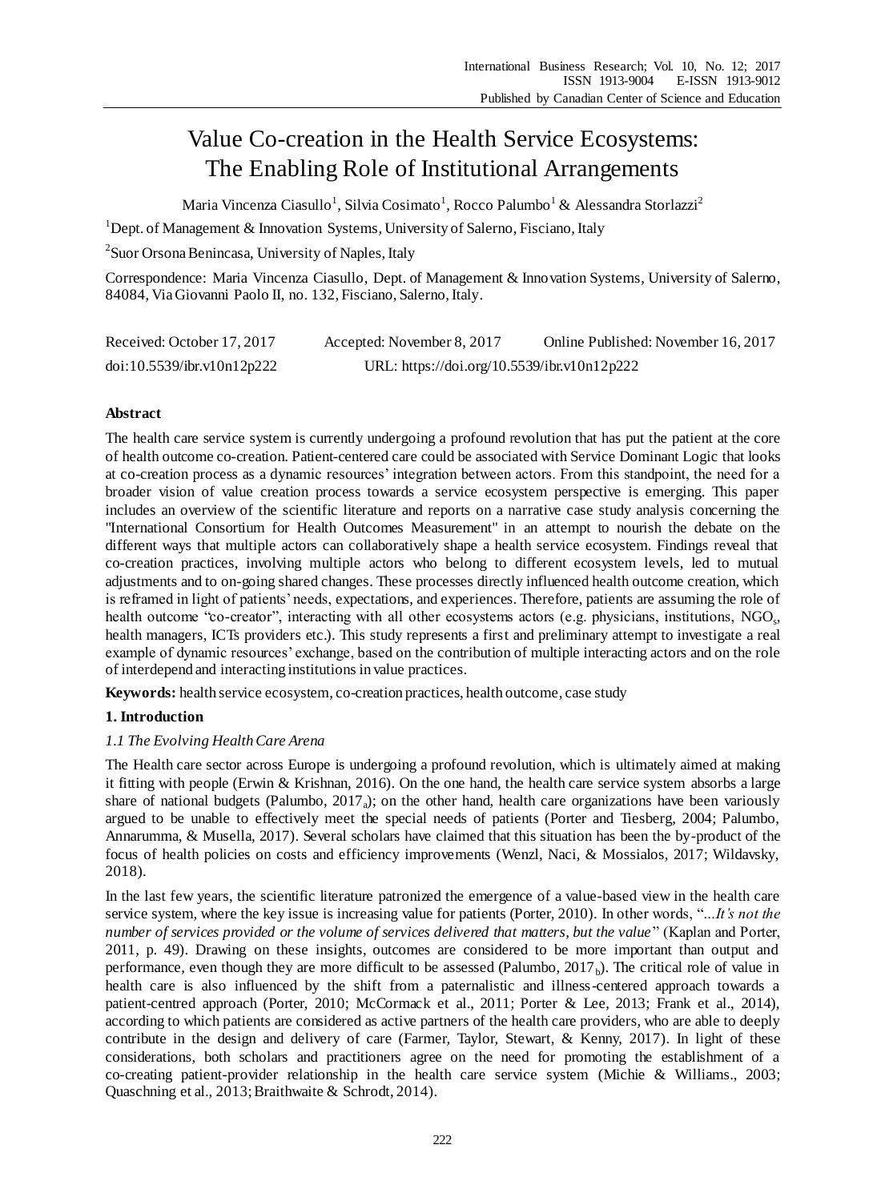# Value Co-creation in the Health Service Ecosystems: The Enabling Role of Institutional Arrangements

Maria Vincenza Ciasullo[1], Silvia Cosimato[1], Rocco Palumbo[1] & Alessandra Storlazzi[2]

[1]Dept. of Management & Innovation Systems, University of Salerno, Fisciano, Italy

[2]Suor Orsona Benincasa, University of Naples, Italy

Correspondence: Maria Vincenza Ciasullo, Dept. of Management & Innovation Systems, University of Salerno, 84084, Via Giovanni Paolo II, no. 132, Fisciano, Salerno, Italy.

Received: October 17, 2017 Accepted: November 8, 2017 Online Published: November 16, 2017

doi:10.5539/ibr.v10n12p222 URL: https://doi.org/10.5539/ibr.v10n12p222

## Abstract

The health care service system is currently undergoing a profound revolution that has put the patient at the core of health outcome co-creation. Patient-centered care could be associated with Service Dominant Logic that looks at co-creation process as a dynamic resources' integration between actors. From this standpoint, the need for a broader vision of value creation process towards a service ecosystem perspective is emerging. This paper includes an overview of the scientific literature and reports on a narrative case study analysis concerning the "International Consortium for Health Outcomes Measurement" in an attempt to nourish the debate on the different ways that multiple actors can collaboratively shape a health service ecosystem. Findings reveal that co-creation practices, involving multiple actors who belong to different ecosystem levels, led to mutual adjustments and to on-going shared changes. These processes directly influenced health outcome creation, which is reframed in light of patients' needs, expectations, and experiences. Therefore, patients are assuming the role of health outcome "co-creator", interacting with all other ecosystems actors (e.g. physicians, institutions, $NGO_s$, health managers, ICTs providers etc.). This study represents a first and preliminary attempt to investigate a real example of dynamic resources' exchange, based on the contribution of multiple interacting actors and on the role of interdepend and interacting institutions in value practices.

**Keywords:** health service ecosystem, co-creation practices, health outcome, case study

## 1. Introduction

### *1.1 The Evolving Health Care Arena*

The Health care sector across Europe is undergoing a profound revolution, which is ultimately aimed at making it fitting with people (Erwin & Krishnan, 2016). On the one hand, the health care service system absorbs a large share of national budgets (Palumbo, $2017_a$); on the other hand, health care organizations have been variously argued to be unable to effectively meet the special needs of patients (Porter and Tiesberg, 2004; Palumbo, Annarumma, & Musella, 2017). Several scholars have claimed that this situation has been the by-product of the focus of health policies on costs and efficiency improvements (Wenzl, Naci, & Mossialos, 2017; Wildavsky, 2018).

In the last few years, the scientific literature patronized the emergence of a value-based view in the health care service system, where the key issue is increasing value for patients (Porter, 2010). In other words, "*...It's not the number of services provided or the volume of services delivered that matters, but the value*" (Kaplan and Porter, 2011, p. 49). Drawing on these insights, outcomes are considered to be more important than output and performance, even though they are more difficult to be assessed (Palumbo, $2017_b$). The critical role of value in health care is also influenced by the shift from a paternalistic and illness-centered approach towards a patient-centred approach (Porter, 2010; McCormack et al., 2011; Porter & Lee, 2013; Frank et al., 2014), according to which patients are considered as active partners of the health care providers, who are able to deeply contribute in the design and delivery of care (Farmer, Taylor, Stewart, & Kenny, 2017). In light of these considerations, both scholars and practitioners agree on the need for promoting the establishment of a co-creating patient-provider relationship in the health care service system (Michie & Williams., 2003; Quaschning et al., 2013; Braithwaite & Schrodt, 2014).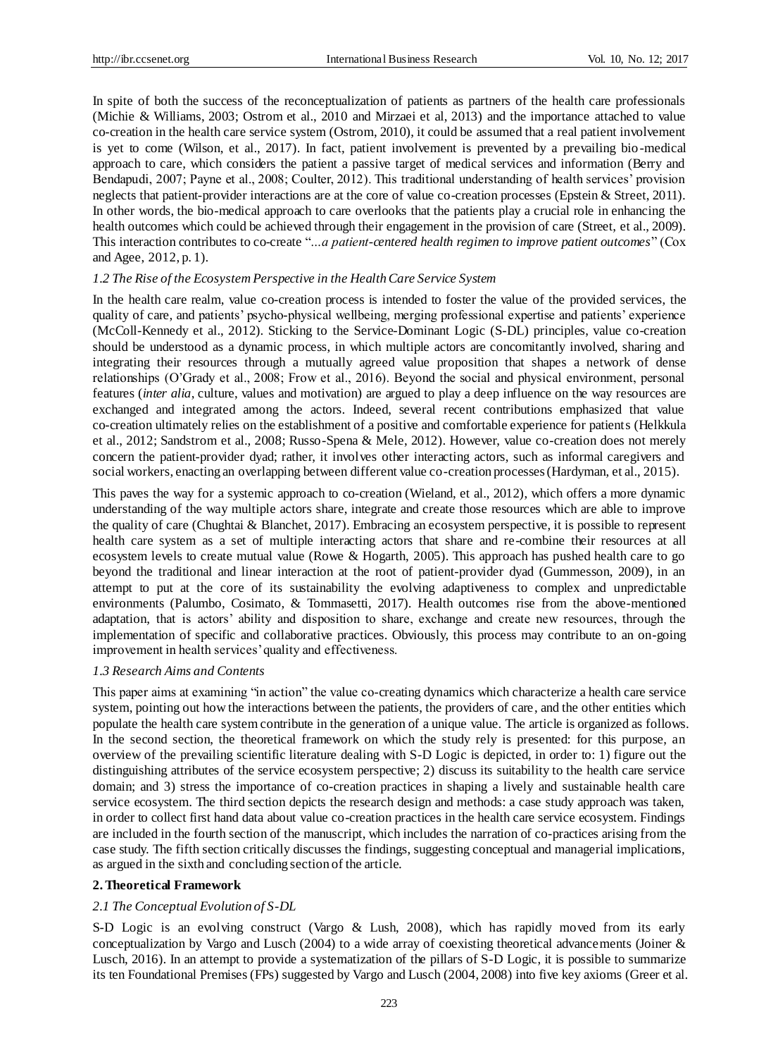In spite of both the success of the reconceptualization of patients as partners of the health care professionals (Michie & Williams, 2003; Ostrom et al., 2010 and Mirzaei et al, 2013) and the importance attached to value co-creation in the health care service system (Ostrom, 2010), it could be assumed that a real patient involvement is yet to come (Wilson, et al., 2017). In fact, patient involvement is prevented by a prevailing bio-medical approach to care, which considers the patient a passive target of medical services and information (Berry and Bendapudi, 2007; Payne et al., 2008; Coulter, 2012). This traditional understanding of health services' provision neglects that patient-provider interactions are at the core of value co-creation processes (Epstein & Street, 2011). In other words, the bio-medical approach to care overlooks that the patients play a crucial role in enhancing the health outcomes which could be achieved through their engagement in the provision of care (Street, et al., 2009). This interaction contributes to co-create "*...a patient-centered health regimen to improve patient outcomes*" (Cox and Agee, 2012, p. 1).

### *1.2 The Rise of the Ecosystem Perspective in the Health Care Service System*

In the health care realm, value co-creation process is intended to foster the value of the provided services, the quality of care, and patients' psycho-physical wellbeing, merging professional expertise and patients' experience (McColl-Kennedy et al., 2012). Sticking to the Service-Dominant Logic (S-DL) principles, value co-creation should be understood as a dynamic process, in which multiple actors are concomitantly involved, sharing and integrating their resources through a mutually agreed value proposition that shapes a network of dense relationships (O'Grady et al., 2008; Frow et al., 2016). Beyond the social and physical environment, personal features (*inter alia*, culture, values and motivation) are argued to play a deep influence on the way resources are exchanged and integrated among the actors. Indeed, several recent contributions emphasized that value co-creation ultimately relies on the establishment of a positive and comfortable experience for patients (Helkkula et al., 2012; Sandstrom et al., 2008; Russo-Spena & Mele, 2012). However, value co-creation does not merely concern the patient-provider dyad; rather, it involves other interacting actors, such as informal caregivers and social workers, enacting an overlapping between different value co-creation processes (Hardyman, et al., 2015).

This paves the way for a systemic approach to co-creation (Wieland, et al., 2012), which offers a more dynamic understanding of the way multiple actors share, integrate and create those resources which are able to improve the quality of care (Chughtai & Blanchet, 2017). Embracing an ecosystem perspective, it is possible to represent health care system as a set of multiple interacting actors that share and re-combine their resources at all ecosystem levels to create mutual value (Rowe & Hogarth, 2005). This approach has pushed health care to go beyond the traditional and linear interaction at the root of patient-provider dyad (Gummesson, 2009), in an attempt to put at the core of its sustainability the evolving adaptiveness to complex and unpredictable environments (Palumbo, Cosimato, & Tommasetti, 2017). Health outcomes rise from the above-mentioned adaptation, that is actors' ability and disposition to share, exchange and create new resources, through the implementation of specific and collaborative practices. Obviously, this process may contribute to an on-going improvement in health services' quality and effectiveness.

### *1.3 Research Aims and Contents*

This paper aims at examining "in action" the value co-creating dynamics which characterize a health care service system, pointing out how the interactions between the patients, the providers of care, and the other entities which populate the health care system contribute in the generation of a unique value. The article is organized as follows. In the second section, the theoretical framework on which the study rely is presented: for this purpose, an overview of the prevailing scientific literature dealing with S-D Logic is depicted, in order to: 1) figure out the distinguishing attributes of the service ecosystem perspective; 2) discuss its suitability to the health care service domain; and 3) stress the importance of co-creation practices in shaping a lively and sustainable health care service ecosystem. The third section depicts the research design and methods: a case study approach was taken, in order to collect first hand data about value co-creation practices in the health care service ecosystem. Findings are included in the fourth section of the manuscript, which includes the narration of co-practices arising from the case study. The fifth section critically discusses the findings, suggesting conceptual and managerial implications, as argued in the sixth and concluding section of the article.

## 2. Theoretical Framework

### *2.1 The Conceptual Evolution of S-DL*

S-D Logic is an evolving construct (Vargo & Lush, 2008), which has rapidly moved from its early conceptualization by Vargo and Lusch (2004) to a wide array of coexisting theoretical advancements (Joiner & Lusch, 2016). In an attempt to provide a systematization of the pillars of S-D Logic, it is possible to summarize its ten Foundational Premises (FPs) suggested by Vargo and Lusch (2004, 2008) into five key axioms (Greer et al.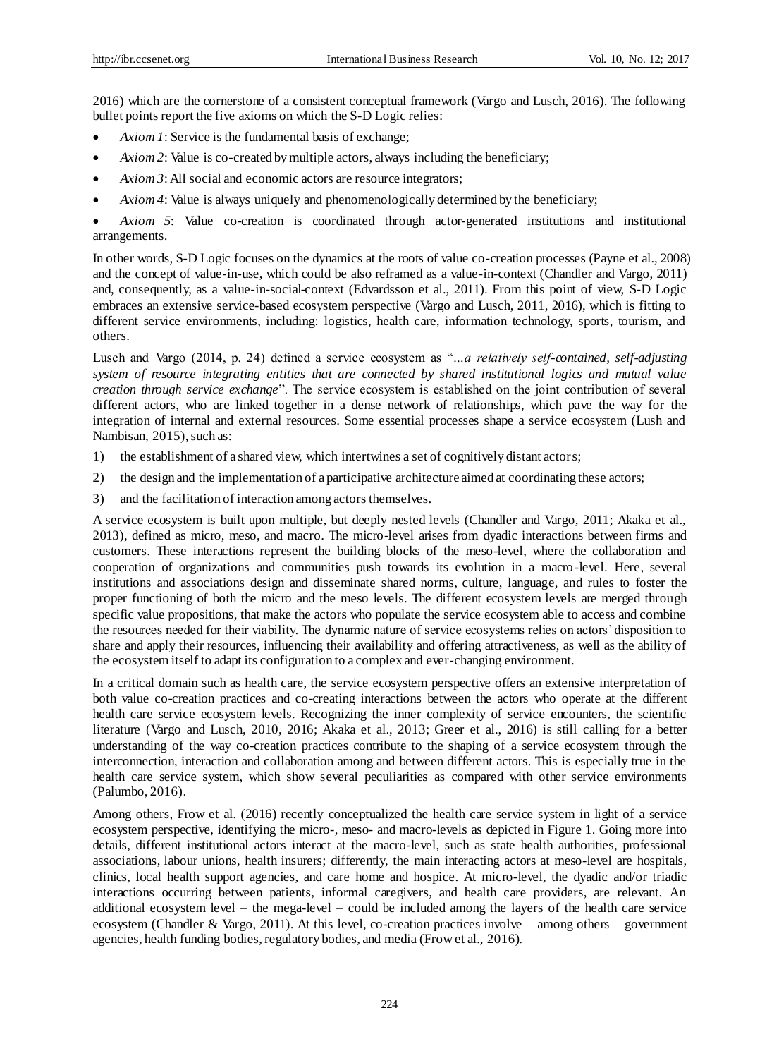2016) which are the cornerstone of a consistent conceptual framework (Vargo and Lusch, 2016). The following bullet points report the five axioms on which the S-D Logic relies:

- *Axiom 1*: Service is the fundamental basis of exchange;
- *Axiom 2*: Value is co-created by multiple actors, always including the beneficiary;
- *Axiom 3*: All social and economic actors are resource integrators;
- *Axiom 4*: Value is always uniquely and phenomenologically determined by the beneficiary;
- *Axiom 5*: Value co-creation is coordinated through actor-generated institutions and institutional arrangements.

In other words, S-D Logic focuses on the dynamics at the roots of value co-creation processes (Payne et al., 2008) and the concept of value-in-use, which could be also reframed as a value-in-context (Chandler and Vargo, 2011) and, consequently, as a value-in-social-context (Edvardsson et al., 2011). From this point of view, S-D Logic embraces an extensive service-based ecosystem perspective (Vargo and Lusch, 2011, 2016), which is fitting to different service environments, including: logistics, health care, information technology, sports, tourism, and others.

Lusch and Vargo (2014, p. 24) defined a service ecosystem as "*...a relatively self-contained, self-adjusting system of resource integrating entities that are connected by shared institutional logics and mutual value creation through service exchange*". The service ecosystem is established on the joint contribution of several different actors, who are linked together in a dense network of relationships, which pave the way for the integration of internal and external resources. Some essential processes shape a service ecosystem (Lush and Nambisan, 2015), such as:

1) the establishment of a shared view, which intertwines a set of cognitively distant actors;
2) the design and the implementation of a participative architecture aimed at coordinating these actors;
3) and the facilitation of interaction among actors themselves.

A service ecosystem is built upon multiple, but deeply nested levels (Chandler and Vargo, 2011; Akaka et al., 2013), defined as micro, meso, and macro. The micro-level arises from dyadic interactions between firms and customers. These interactions represent the building blocks of the meso-level, where the collaboration and cooperation of organizations and communities push towards its evolution in a macro-level. Here, several institutions and associations design and disseminate shared norms, culture, language, and rules to foster the proper functioning of both the micro and the meso levels. The different ecosystem levels are merged through specific value propositions, that make the actors who populate the service ecosystem able to access and combine the resources needed for their viability. The dynamic nature of service ecosystems relies on actors' disposition to share and apply their resources, influencing their availability and offering attractiveness, as well as the ability of the ecosystem itself to adapt its configuration to a complex and ever-changing environment.

In a critical domain such as health care, the service ecosystem perspective offers an extensive interpretation of both value co-creation practices and co-creating interactions between the actors who operate at the different health care service ecosystem levels. Recognizing the inner complexity of service encounters, the scientific literature (Vargo and Lusch, 2010, 2016; Akaka et al., 2013; Greer et al., 2016) is still calling for a better understanding of the way co-creation practices contribute to the shaping of a service ecosystem through the interconnection, interaction and collaboration among and between different actors. This is especially true in the health care service system, which show several peculiarities as compared with other service environments (Palumbo, 2016).

Among others, Frow et al. (2016) recently conceptualized the health care service system in light of a service ecosystem perspective, identifying the micro-, meso- and macro-levels as depicted in Figure 1. Going more into details, different institutional actors interact at the macro-level, such as state health authorities, professional associations, labour unions, health insurers; differently, the main interacting actors at meso-level are hospitals, clinics, local health support agencies, and care home and hospice. At micro-level, the dyadic and/or triadic interactions occurring between patients, informal caregivers, and health care providers, are relevant. An additional ecosystem level – the mega-level – could be included among the layers of the health care service ecosystem (Chandler & Vargo, 2011). At this level, co-creation practices involve – among others – government agencies, health funding bodies, regulatory bodies, and media (Frow et al., 2016).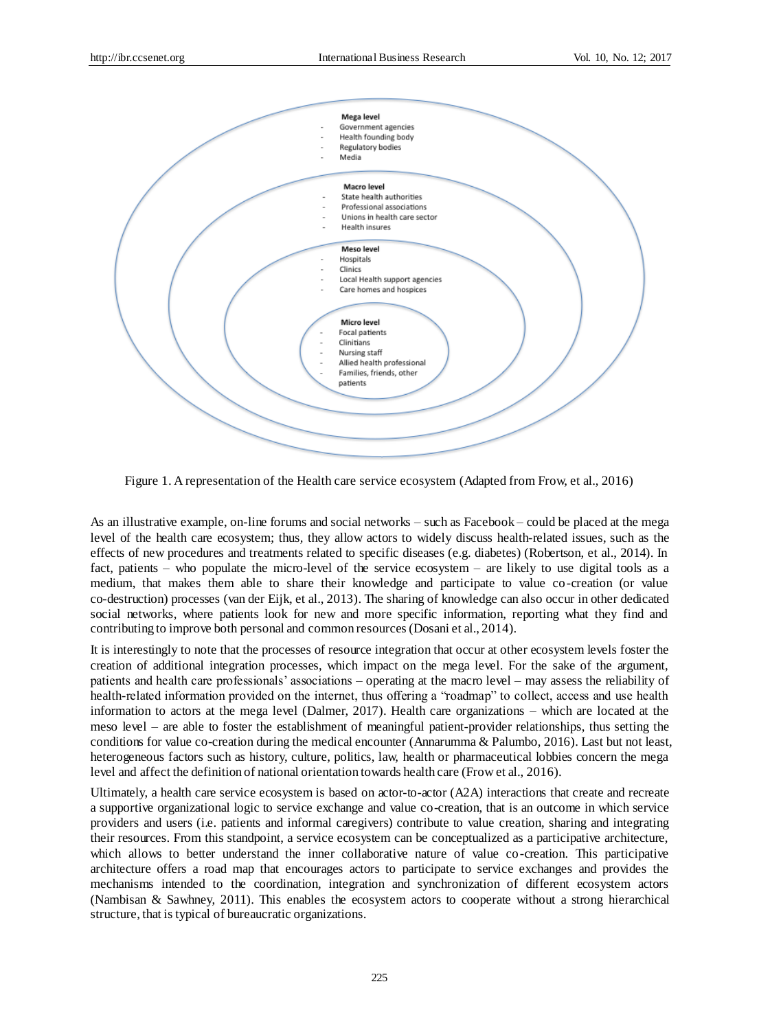**Mega level**
- Government agencies
- Health founding body
- Regulatory bodies
- Media

**Macro level**
- State health authorities
- Professional associations
- Unions in health care sector
- Health insures

**Meso level**
- Hospitals
- Clinics
- Local Health support agencies
- Care homes and hospices

**Micro level**
- Focal patients
- Clinitians
- Nursing staff
- Allied health professional
- Families, friends, other patients

Figure 1. A representation of the Health care service ecosystem (Adapted from Frow, et al., 2016)

As an illustrative example, on-line forums and social networks – such as Facebook – could be placed at the mega level of the health care ecosystem; thus, they allow actors to widely discuss health-related issues, such as the effects of new procedures and treatments related to specific diseases (e.g. diabetes) (Robertson, et al., 2014). In fact, patients – who populate the micro-level of the service ecosystem – are likely to use digital tools as a medium, that makes them able to share their knowledge and participate to value co-creation (or value co-destruction) processes (van der Eijk, et al., 2013). The sharing of knowledge can also occur in other dedicated social networks, where patients look for new and more specific information, reporting what they find and contributing to improve both personal and common resources (Dosani et al., 2014).

It is interestingly to note that the processes of resource integration that occur at other ecosystem levels foster the creation of additional integration processes, which impact on the mega level. For the sake of the argument, patients and health care professionals' associations – operating at the macro level – may assess the reliability of health-related information provided on the internet, thus offering a "roadmap" to collect, access and use health information to actors at the mega level (Dalmer, 2017). Health care organizations – which are located at the meso level – are able to foster the establishment of meaningful patient-provider relationships, thus setting the conditions for value co-creation during the medical encounter (Annarumma & Palumbo, 2016). Last but not least, heterogeneous factors such as history, culture, politics, law, health or pharmaceutical lobbies concern the mega level and affect the definition of national orientation towards health care (Frow et al., 2016).

Ultimately, a health care service ecosystem is based on actor-to-actor (A2A) interactions that create and recreate a supportive organizational logic to service exchange and value co-creation, that is an outcome in which service providers and users (i.e. patients and informal caregivers) contribute to value creation, sharing and integrating their resources. From this standpoint, a service ecosystem can be conceptualized as a participative architecture, which allows to better understand the inner collaborative nature of value co-creation. This participative architecture offers a road map that encourages actors to participate to service exchanges and provides the mechanisms intended to the coordination, integration and synchronization of different ecosystem actors (Nambisan & Sawhney, 2011). This enables the ecosystem actors to cooperate without a strong hierarchical structure, that is typical of bureaucratic organizations.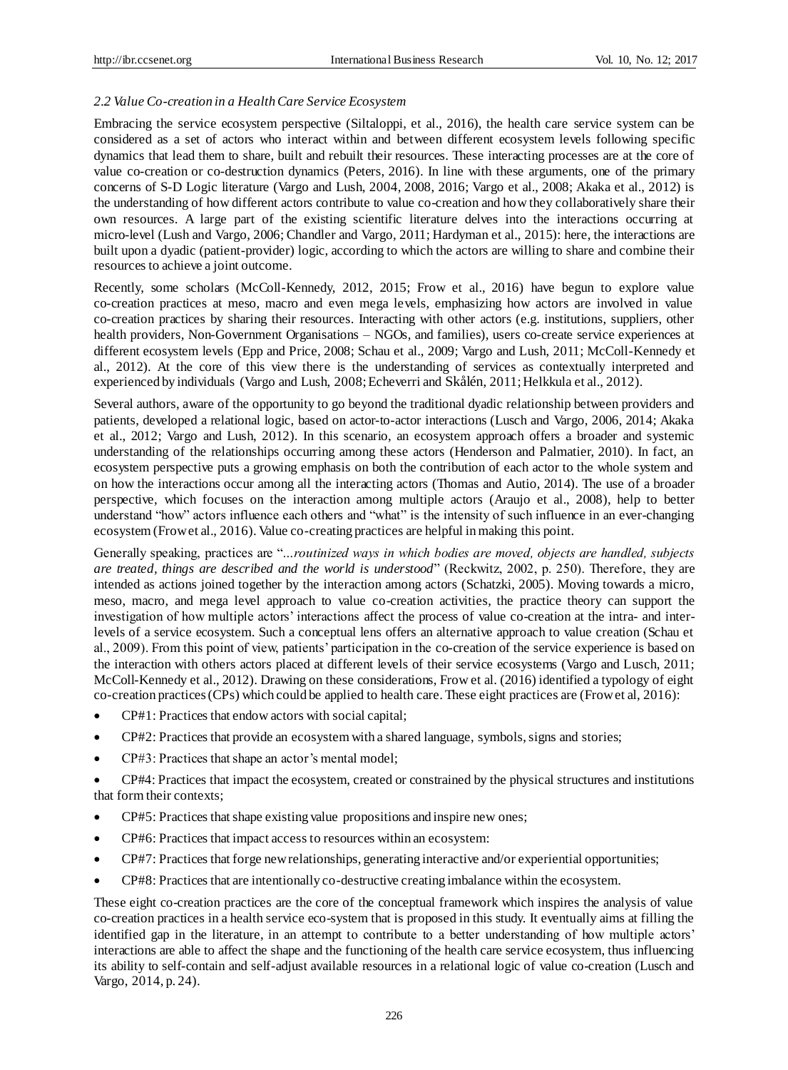### *2.2 Value Co-creation in a Health Care Service Ecosystem*

Embracing the service ecosystem perspective (Siltaloppi, et al., 2016), the health care service system can be considered as a set of actors who interact within and between different ecosystem levels following specific dynamics that lead them to share, built and rebuilt their resources. These interacting processes are at the core of value co-creation or co-destruction dynamics (Peters, 2016). In line with these arguments, one of the primary concerns of S-D Logic literature (Vargo and Lush, 2004, 2008, 2016; Vargo et al., 2008; Akaka et al., 2012) is the understanding of how different actors contribute to value co-creation and how they collaboratively share their own resources. A large part of the existing scientific literature delves into the interactions occurring at micro-level (Lush and Vargo, 2006; Chandler and Vargo, 2011; Hardyman et al., 2015): here, the interactions are built upon a dyadic (patient-provider) logic, according to which the actors are willing to share and combine their resources to achieve a joint outcome.

Recently, some scholars (McColl-Kennedy, 2012, 2015; Frow et al., 2016) have begun to explore value co-creation practices at meso, macro and even mega levels, emphasizing how actors are involved in value co-creation practices by sharing their resources. Interacting with other actors (e.g. institutions, suppliers, other health providers, Non-Government Organisations – NGOs, and families), users co-create service experiences at different ecosystem levels (Epp and Price, 2008; Schau et al., 2009; Vargo and Lush, 2011; McColl-Kennedy et al., 2012). At the core of this view there is the understanding of services as contextually interpreted and experienced by individuals (Vargo and Lush, 2008; Echeverri and Skålén, 2011; Helkkula et al., 2012).

Several authors, aware of the opportunity to go beyond the traditional dyadic relationship between providers and patients, developed a relational logic, based on actor-to-actor interactions (Lusch and Vargo, 2006, 2014; Akaka et al., 2012; Vargo and Lush, 2012). In this scenario, an ecosystem approach offers a broader and systemic understanding of the relationships occurring among these actors (Henderson and Palmatier, 2010). In fact, an ecosystem perspective puts a growing emphasis on both the contribution of each actor to the whole system and on how the interactions occur among all the interacting actors (Thomas and Autio, 2014). The use of a broader perspective, which focuses on the interaction among multiple actors (Araujo et al., 2008), help to better understand "how" actors influence each others and "what" is the intensity of such influence in an ever-changing ecosystem (Frow et al., 2016). Value co-creating practices are helpful in making this point.

Generally speaking, practices are "*...routinized ways in which bodies are moved, objects are handled, subjects are treated, things are described and the world is understood*" (Reckwitz, 2002, p. 250). Therefore, they are intended as actions joined together by the interaction among actors (Schatzki, 2005). Moving towards a micro, meso, macro, and mega level approach to value co-creation activities, the practice theory can support the investigation of how multiple actors' interactions affect the process of value co-creation at the intra- and inter-levels of a service ecosystem. Such a conceptual lens offers an alternative approach to value creation (Schau et al., 2009). From this point of view, patients' participation in the co-creation of the service experience is based on the interaction with others actors placed at different levels of their service ecosystems (Vargo and Lusch, 2011; McColl-Kennedy et al., 2012). Drawing on these considerations, Frow et al. (2016) identified a typology of eight co-creation practices (CPs) which could be applied to health care. These eight practices are (Frow et al, 2016):

- CP#1: Practices that endow actors with social capital;
- CP#2: Practices that provide an ecosystem with a shared language, symbols, signs and stories;
- CP#3: Practices that shape an actor's mental model;
- CP#4: Practices that impact the ecosystem, created or constrained by the physical structures and institutions that form their contexts;
- CP#5: Practices that shape existing value propositions and inspire new ones;
- CP#6: Practices that impact access to resources within an ecosystem:
- CP#7: Practices that forge new relationships, generating interactive and/or experiential opportunities;
- CP#8: Practices that are intentionally co-destructive creating imbalance within the ecosystem.

These eight co-creation practices are the core of the conceptual framework which inspires the analysis of value co-creation practices in a health service eco-system that is proposed in this study. It eventually aims at filling the identified gap in the literature, in an attempt to contribute to a better understanding of how multiple actors' interactions are able to affect the shape and the functioning of the health care service ecosystem, thus influencing its ability to self-contain and self-adjust available resources in a relational logic of value co-creation (Lusch and Vargo, 2014, p. 24).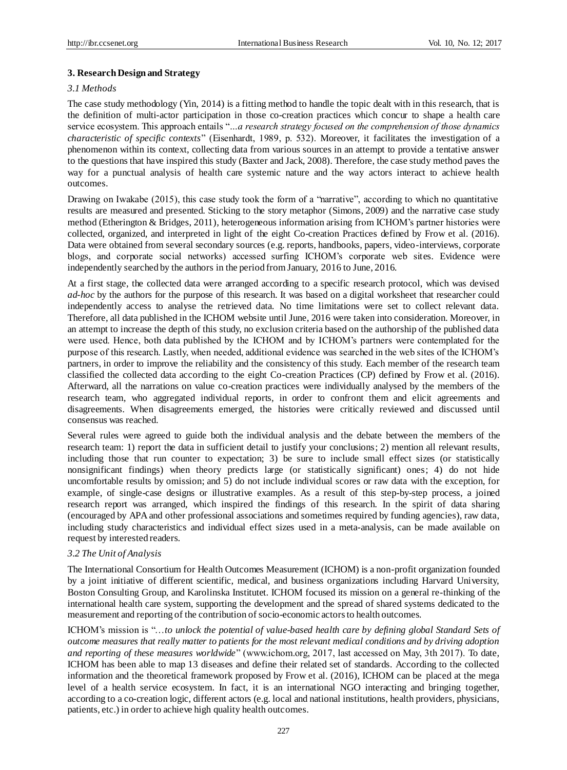## 3. Research Design and Strategy

### *3.1 Methods*

The case study methodology (Yin, 2014) is a fitting method to handle the topic dealt with in this research, that is the definition of multi-actor participation in those co-creation practices which concur to shape a health care service ecosystem. This approach entails "*...a research strategy focused on the comprehension of those dynamics characteristic of specific contexts*" (Eisenhardt, 1989, p. 532). Moreover, it facilitates the investigation of a phenomenon within its context, collecting data from various sources in an attempt to provide a tentative answer to the questions that have inspired this study (Baxter and Jack, 2008). Therefore, the case study method paves the way for a punctual analysis of health care systemic nature and the way actors interact to achieve health outcomes.

Drawing on Iwakabe (2015), this case study took the form of a "narrative", according to which no quantitative results are measured and presented. Sticking to the story metaphor (Simons, 2009) and the narrative case study method (Etherington & Bridges, 2011), heterogeneous information arising from ICHOM's partner histories were collected, organized, and interpreted in light of the eight Co-creation Practices defined by Frow et al. (2016). Data were obtained from several secondary sources (e.g. reports, handbooks, papers, video-interviews, corporate blogs, and corporate social networks) accessed surfing ICHOM's corporate web sites. Evidence were independently searched by the authors in the period from January, 2016 to June, 2016.

At a first stage, the collected data were arranged according to a specific research protocol, which was devised *ad-hoc* by the authors for the purpose of this research. It was based on a digital worksheet that researcher could independently access to analyse the retrieved data. No time limitations were set to collect relevant data. Therefore, all data published in the ICHOM website until June, 2016 were taken into consideration. Moreover, in an attempt to increase the depth of this study, no exclusion criteria based on the authorship of the published data were used. Hence, both data published by the ICHOM and by ICHOM's partners were contemplated for the purpose of this research. Lastly, when needed, additional evidence was searched in the web sites of the ICHOM's partners, in order to improve the reliability and the consistency of this study. Each member of the research team classified the collected data according to the eight Co-creation Practices (CP) defined by Frow et al. (2016). Afterward, all the narrations on value co-creation practices were individually analysed by the members of the research team, who aggregated individual reports, in order to confront them and elicit agreements and disagreements. When disagreements emerged, the histories were critically reviewed and discussed until consensus was reached.

Several rules were agreed to guide both the individual analysis and the debate between the members of the research team: 1) report the data in sufficient detail to justify your conclusions; 2) mention all relevant results, including those that run counter to expectation; 3) be sure to include small effect sizes (or statistically nonsignificant findings) when theory predicts large (or statistically significant) ones; 4) do not hide uncomfortable results by omission; and 5) do not include individual scores or raw data with the exception, for example, of single-case designs or illustrative examples. As a result of this step-by-step process, a joined research report was arranged, which inspired the findings of this research. In the spirit of data sharing (encouraged by APA and other professional associations and sometimes required by funding agencies), raw data, including study characteristics and individual effect sizes used in a meta-analysis, can be made available on request by interested readers.

### *3.2 The Unit of Analysis*

The International Consortium for Health Outcomes Measurement (ICHOM) is a non-profit organization founded by a joint initiative of different scientific, medical, and business organizations including Harvard University, Boston Consulting Group, and Karolinska Institutet. ICHOM focused its mission on a general re-thinking of the international health care system, supporting the development and the spread of shared systems dedicated to the measurement and reporting of the contribution of socio-economic actors to health outcomes.

ICHOM's mission is "*…to unlock the potential of value-based health care by defining global Standard Sets of outcome measures that really matter to patients for the most relevant medical conditions and by driving adoption and reporting of these measures worldwide*" (www.ichom.org, 2017, last accessed on May, 3th 2017). To date, ICHOM has been able to map 13 diseases and define their related set of standards. According to the collected information and the theoretical framework proposed by Frow et al. (2016), ICHOM can be placed at the mega level of a health service ecosystem. In fact, it is an international NGO interacting and bringing together, according to a co-creation logic, different actors (e.g. local and national institutions, health providers, physicians, patients, etc.) in order to achieve high quality health outcomes.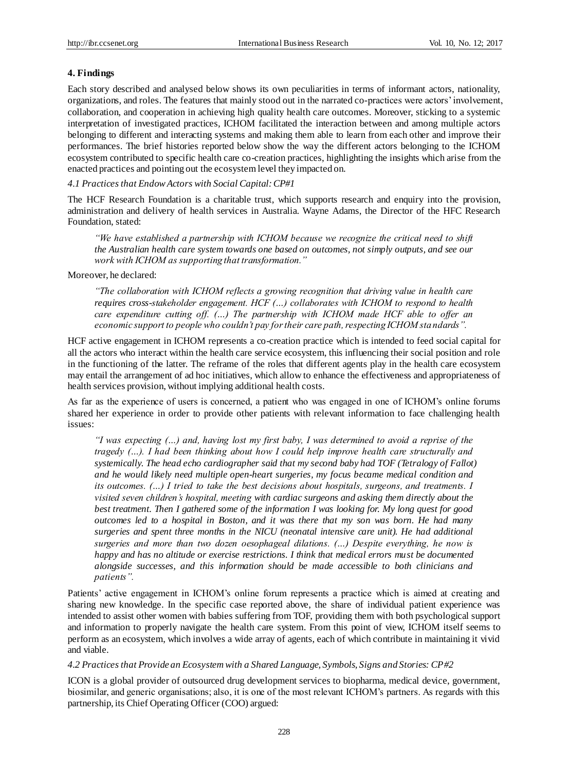## 4. Findings

Each story described and analysed below shows its own peculiarities in terms of informant actors, nationality, organizations, and roles. The features that mainly stood out in the narrated co-practices were actors' involvement, collaboration, and cooperation in achieving high quality health care outcomes. Moreover, sticking to a systemic interpretation of investigated practices, ICHOM facilitated the interaction between and among multiple actors belonging to different and interacting systems and making them able to learn from each other and improve their performances. The brief histories reported below show the way the different actors belonging to the ICHOM ecosystem contributed to specific health care co-creation practices, highlighting the insights which arise from the enacted practices and pointing out the ecosystem level they impacted on.

### *4.1 Practices that Endow Actors with Social Capital: CP#1*

The HCF Research Foundation is a charitable trust, which supports research and enquiry into the provision, administration and delivery of health services in Australia. Wayne Adams, the Director of the HFC Research Foundation, stated:

> *"We have established a partnership with ICHOM because we recognize the critical need to shift the Australian health care system towards one based on outcomes, not simply outputs, and see our work with ICHOM as supporting that transformation."*

Moreover, he declared:

> *"The collaboration with ICHOM reflects a growing recognition that driving value in health care requires cross-stakeholder engagement. HCF (...) collaborates with ICHOM to respond to health care expenditure cutting off. (...) The partnership with ICHOM made HCF able to offer an economic support to people who couldn't pay for their care path, respecting ICHOM standards".*

HCF active engagement in ICHOM represents a co-creation practice which is intended to feed social capital for all the actors who interact within the health care service ecosystem, this influencing their social position and role in the functioning of the latter. The reframe of the roles that different agents play in the health care ecosystem may entail the arrangement of ad hoc initiatives, which allow to enhance the effectiveness and appropriateness of health services provision, without implying additional health costs.

As far as the experience of users is concerned, a patient who was engaged in one of ICHOM's online forums shared her experience in order to provide other patients with relevant information to face challenging health issues:

> *"I was expecting (...) and, having lost my first baby, I was determined to avoid a reprise of the tragedy (...). I had been thinking about how I could help improve health care structurally and systemically. The head echo cardiographer said that my second baby had TOF (Tetralogy of Fallot) and he would likely need multiple open-heart surgeries, my focus became medical condition and its outcomes. (...) I tried to take the best decisions about hospitals, surgeons, and treatments. I visited seven children's hospital, meeting with cardiac surgeons and asking them directly about the best treatment. Then I gathered some of the information I was looking for. My long quest for good outcomes led to a hospital in Boston, and it was there that my son was born. He had many surgeries and spent three months in the NICU (neonatal intensive care unit). He had additional surgeries and more than two dozen oesophageal dilations. (...) Despite everything, he now is happy and has no altitude or exercise restrictions. I think that medical errors must be documented alongside successes, and this information should be made accessible to both clinicians and patients".*

Patients' active engagement in ICHOM's online forum represents a practice which is aimed at creating and sharing new knowledge. In the specific case reported above, the share of individual patient experience was intended to assist other women with babies suffering from TOF, providing them with both psychological support and information to properly navigate the health care system. From this point of view, ICHOM itself seems to perform as an ecosystem, which involves a wide array of agents, each of which contribute in maintaining it vivid and viable.

### *4.2 Practices that Provide an Ecosystem with a Shared Language, Symbols, Signs and Stories: CP#2*

ICON is a global provider of outsourced drug development services to biopharma, medical device, government, biosimilar, and generic organisations; also, it is one of the most relevant ICHOM's partners. As regards with this partnership, its Chief Operating Officer (COO) argued: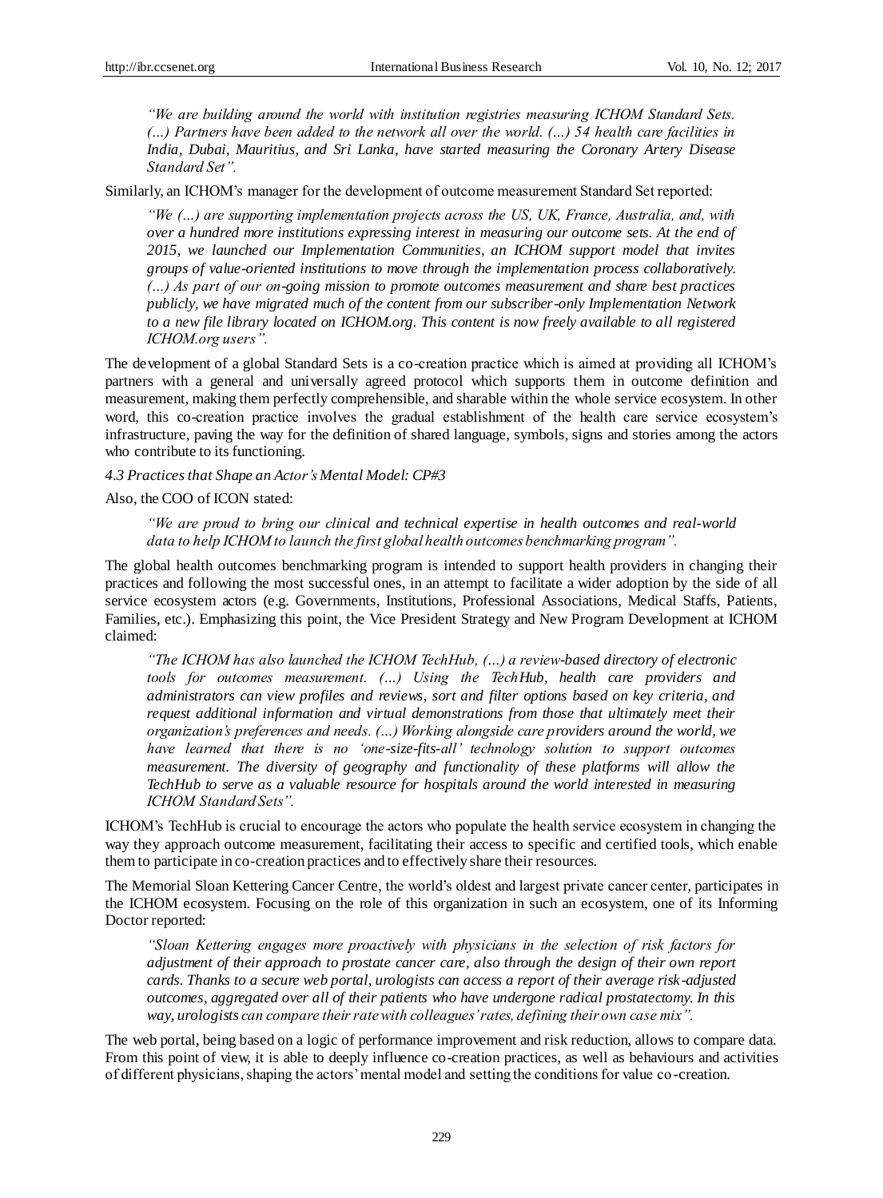> *"We are building around the world with institution registries measuring ICHOM Standard Sets. (...) Partners have been added to the network all over the world. (...) 54 health care facilities in India, Dubai, Mauritius, and Sri Lanka, have started measuring the Coronary Artery Disease Standard Set".*

Similarly, an ICHOM's manager for the development of outcome measurement Standard Set reported:

> *"We (...) are supporting implementation projects across the US, UK, France, Australia, and, with over a hundred more institutions expressing interest in measuring our outcome sets. At the end of 2015, we launched our Implementation Communities, an ICHOM support model that invites groups of value-oriented institutions to move through the implementation process collaboratively. (...) As part of our on-going mission to promote outcomes measurement and share best practices publicly, we have migrated much of the content from our subscriber-only Implementation Network to a new file library located on ICHOM.org. This content is now freely available to all registered ICHOM.org users".*

The development of a global Standard Sets is a co-creation practice which is aimed at providing all ICHOM's partners with a general and universally agreed protocol which supports them in outcome definition and measurement, making them perfectly comprehensible, and sharable within the whole service ecosystem. In other word, this co-creation practice involves the gradual establishment of the health care service ecosystem's infrastructure, paving the way for the definition of shared language, symbols, signs and stories among the actors who contribute to its functioning.

*4.3 Practices that Shape an Actor's Mental Model: CP#3*

Also, the COO of ICON stated:

> *"We are proud to bring our clinical and technical expertise in health outcomes and real-world data to help ICHOM to launch the first global health outcomes benchmarking program".*

The global health outcomes benchmarking program is intended to support health providers in changing their practices and following the most successful ones, in an attempt to facilitate a wider adoption by the side of all service ecosystem actors (e.g. Governments, Institutions, Professional Associations, Medical Staffs, Patients, Families, etc.). Emphasizing this point, the Vice President Strategy and New Program Development at ICHOM claimed:

> *"The ICHOM has also launched the ICHOM TechHub, (...) a review-based directory of electronic tools for outcomes measurement. (...) Using the TechHub, health care providers and administrators can view profiles and reviews, sort and filter options based on key criteria, and request additional information and virtual demonstrations from those that ultimately meet their organization's preferences and needs. (...) Working alongside care providers around the world, we have learned that there is no 'one-size-fits-all' technology solution to support outcomes measurement. The diversity of geography and functionality of these platforms will allow the TechHub to serve as a valuable resource for hospitals around the world interested in measuring ICHOM Standard Sets".*

ICHOM's TechHub is crucial to encourage the actors who populate the health service ecosystem in changing the way they approach outcome measurement, facilitating their access to specific and certified tools, which enable them to participate in co-creation practices and to effectively share their resources.

The Memorial Sloan Kettering Cancer Centre, the world's oldest and largest private cancer center, participates in the ICHOM ecosystem. Focusing on the role of this organization in such an ecosystem, one of its Informing Doctor reported:

> *"Sloan Kettering engages more proactively with physicians in the selection of risk factors for adjustment of their approach to prostate cancer care, also through the design of their own report cards. Thanks to a secure web portal, urologists can access a report of their average risk-adjusted outcomes, aggregated over all of their patients who have undergone radical prostatectomy. In this way, urologists can compare their rate with colleagues' rates, defining their own case mix".*

The web portal, being based on a logic of performance improvement and risk reduction, allows to compare data. From this point of view, it is able to deeply influence co-creation practices, as well as behaviours and activities of different physicians, shaping the actors' mental model and setting the conditions for value co-creation.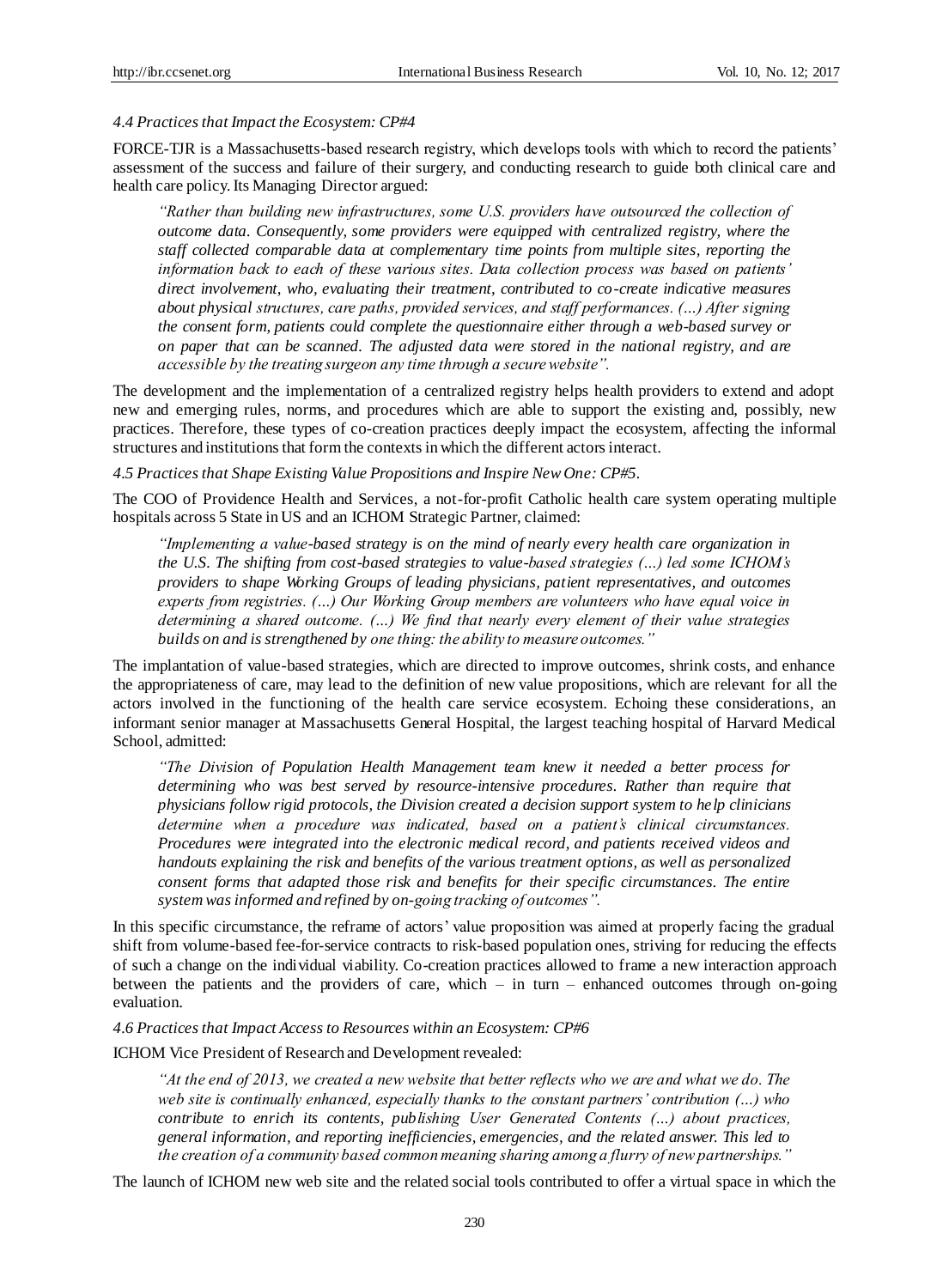### *4.4 Practices that Impact the Ecosystem: CP#4*

FORCE-TJR is a Massachusetts-based research registry, which develops tools with which to record the patients' assessment of the success and failure of their surgery, and conducting research to guide both clinical care and health care policy. Its Managing Director argued:

> *"Rather than building new infrastructures, some U.S. providers have outsourced the collection of outcome data. Consequently, some providers were equipped with centralized registry, where the staff collected comparable data at complementary time points from multiple sites, reporting the information back to each of these various sites. Data collection process was based on patients' direct involvement, who, evaluating their treatment, contributed to co-create indicative measures about physical structures, care paths, provided services, and staff performances. (…) After signing the consent form, patients could complete the questionnaire either through a web-based survey or on paper that can be scanned. The adjusted data were stored in the national registry, and are accessible by the treating surgeon any time through a secure website".*

The development and the implementation of a centralized registry helps health providers to extend and adopt new and emerging rules, norms, and procedures which are able to support the existing and, possibly, new practices. Therefore, these types of co-creation practices deeply impact the ecosystem, affecting the informal structures and institutions that form the contexts in which the different actors interact.

### *4.5 Practices that Shape Existing Value Propositions and Inspire New One: CP#5.*

The COO of Providence Health and Services, a not-for-profit Catholic health care system operating multiple hospitals across 5 State in US and an ICHOM Strategic Partner, claimed:

> *"Implementing a value-based strategy is on the mind of nearly every health care organization in the U.S. The shifting from cost-based strategies to value-based strategies (…) led some ICHOM's providers to shape Working Groups of leading physicians, patient representatives, and outcomes experts from registries. (…) Our Working Group members are volunteers who have equal voice in determining a shared outcome. (…) We find that nearly every element of their value strategies builds on and is strengthened by one thing: the ability to measure outcomes."*

The implantation of value-based strategies, which are directed to improve outcomes, shrink costs, and enhance the appropriateness of care, may lead to the definition of new value propositions, which are relevant for all the actors involved in the functioning of the health care service ecosystem. Echoing these considerations, an informant senior manager at Massachusetts General Hospital, the largest teaching hospital of Harvard Medical School, admitted:

> *"The Division of Population Health Management team knew it needed a better process for determining who was best served by resource-intensive procedures. Rather than require that physicians follow rigid protocols, the Division created a decision support system to help clinicians determine when a procedure was indicated, based on a patient's clinical circumstances. Procedures were integrated into the electronic medical record, and patients received videos and handouts explaining the risk and benefits of the various treatment options, as well as personalized consent forms that adapted those risk and benefits for their specific circumstances. The entire system was informed and refined by on-going tracking of outcomes".*

In this specific circumstance, the reframe of actors' value proposition was aimed at properly facing the gradual shift from volume-based fee-for-service contracts to risk-based population ones, striving for reducing the effects of such a change on the individual viability. Co-creation practices allowed to frame a new interaction approach between the patients and the providers of care, which – in turn – enhanced outcomes through on-going evaluation.

### *4.6 Practices that Impact Access to Resources within an Ecosystem: CP#6*

ICHOM Vice President of Research and Development revealed:

> *"At the end of 2013, we created a new website that better reflects who we are and what we do. The web site is continually enhanced, especially thanks to the constant partners' contribution (…) who contribute to enrich its contents, publishing User Generated Contents (…) about practices, general information, and reporting inefficiencies, emergencies, and the related answer. This led to the creation of a community based common meaning sharing among a flurry of new partnerships."*

The launch of ICHOM new web site and the related social tools contributed to offer a virtual space in which the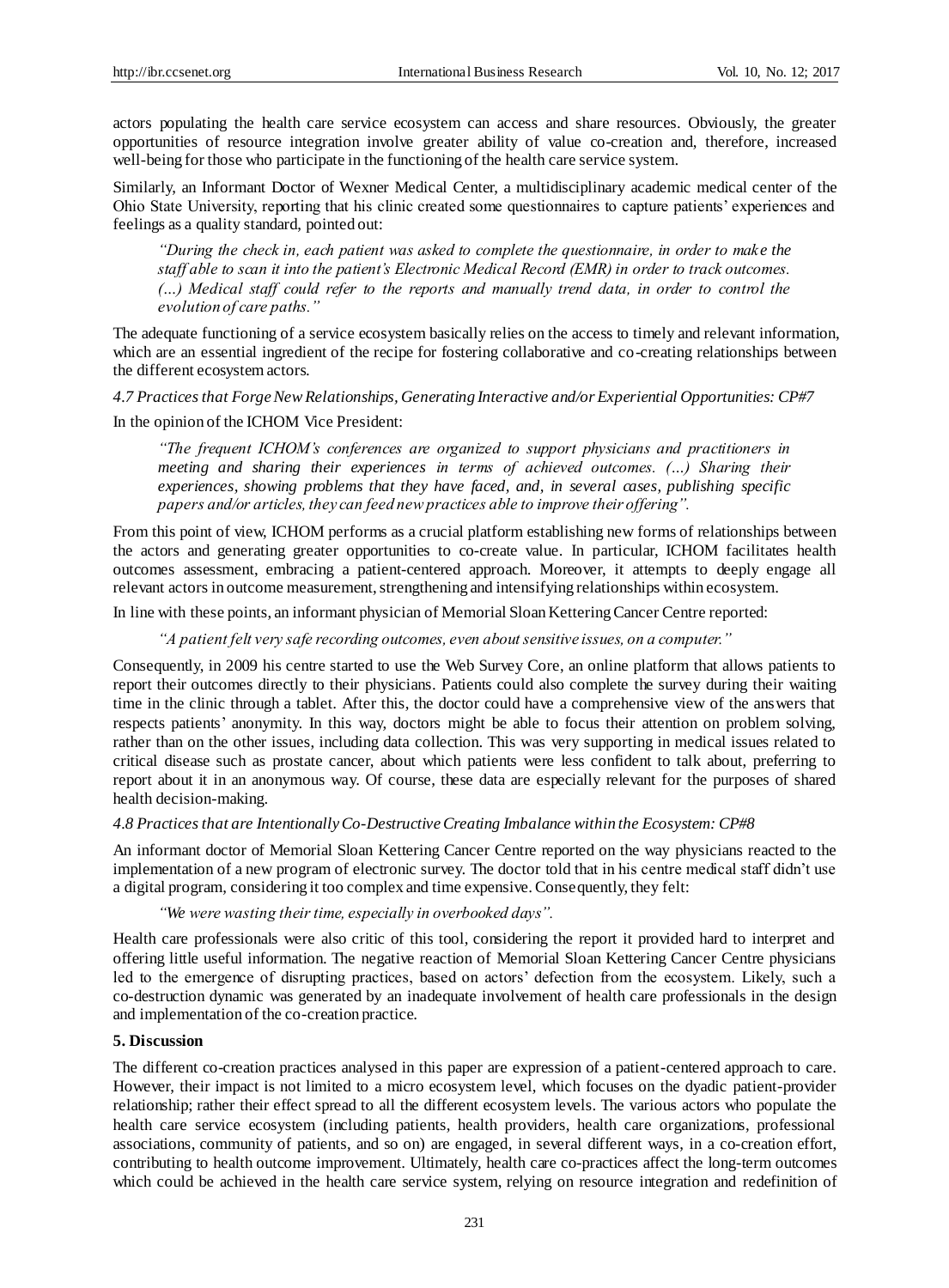actors populating the health care service ecosystem can access and share resources. Obviously, the greater opportunities of resource integration involve greater ability of value co-creation and, therefore, increased well-being for those who participate in the functioning of the health care service system.

Similarly, an Informant Doctor of Wexner Medical Center, a multidisciplinary academic medical center of the Ohio State University, reporting that his clinic created some questionnaires to capture patients' experiences and feelings as a quality standard, pointed out:

> *"During the check in, each patient was asked to complete the questionnaire, in order to make the staff able to scan it into the patient's Electronic Medical Record (EMR) in order to track outcomes. (…) Medical staff could refer to the reports and manually trend data, in order to control the evolution of care paths."*

The adequate functioning of a service ecosystem basically relies on the access to timely and relevant information, which are an essential ingredient of the recipe for fostering collaborative and co-creating relationships between the different ecosystem actors.

*4.7 Practices that Forge New Relationships, Generating Interactive and/or Experiential Opportunities: CP#7*

In the opinion of the ICHOM Vice President:

> *"The frequent ICHOM's conferences are organized to support physicians and practitioners in meeting and sharing their experiences in terms of achieved outcomes. (…) Sharing their experiences, showing problems that they have faced, and, in several cases, publishing specific papers and/or articles, they can feed new practices able to improve their offering".*

From this point of view, ICHOM performs as a crucial platform establishing new forms of relationships between the actors and generating greater opportunities to co-create value. In particular, ICHOM facilitates health outcomes assessment, embracing a patient-centered approach. Moreover, it attempts to deeply engage all relevant actors in outcome measurement, strengthening and intensifying relationships within ecosystem.

In line with these points, an informant physician of Memorial Sloan Kettering Cancer Centre reported:

> *"A patient felt very safe recording outcomes, even about sensitive issues, on a computer."*

Consequently, in 2009 his centre started to use the Web Survey Core, an online platform that allows patients to report their outcomes directly to their physicians. Patients could also complete the survey during their waiting time in the clinic through a tablet. After this, the doctor could have a comprehensive view of the answers that respects patients' anonymity. In this way, doctors might be able to focus their attention on problem solving, rather than on the other issues, including data collection. This was very supporting in medical issues related to critical disease such as prostate cancer, about which patients were less confident to talk about, preferring to report about it in an anonymous way. Of course, these data are especially relevant for the purposes of shared health decision-making.

*4.8 Practices that are Intentionally Co-Destructive Creating Imbalance within the Ecosystem: CP#8*

An informant doctor of Memorial Sloan Kettering Cancer Centre reported on the way physicians reacted to the implementation of a new program of electronic survey. The doctor told that in his centre medical staff didn't use a digital program, considering it too complex and time expensive. Consequently, they felt:

> *"We were wasting their time, especially in overbooked days".*

Health care professionals were also critic of this tool, considering the report it provided hard to interpret and offering little useful information. The negative reaction of Memorial Sloan Kettering Cancer Centre physicians led to the emergence of disrupting practices, based on actors' defection from the ecosystem. Likely, such a co-destruction dynamic was generated by an inadequate involvement of health care professionals in the design and implementation of the co-creation practice.

## 5. Discussion

The different co-creation practices analysed in this paper are expression of a patient-centered approach to care. However, their impact is not limited to a micro ecosystem level, which focuses on the dyadic patient-provider relationship; rather their effect spread to all the different ecosystem levels. The various actors who populate the health care service ecosystem (including patients, health providers, health care organizations, professional associations, community of patients, and so on) are engaged, in several different ways, in a co-creation effort, contributing to health outcome improvement. Ultimately, health care co-practices affect the long-term outcomes which could be achieved in the health care service system, relying on resource integration and redefinition of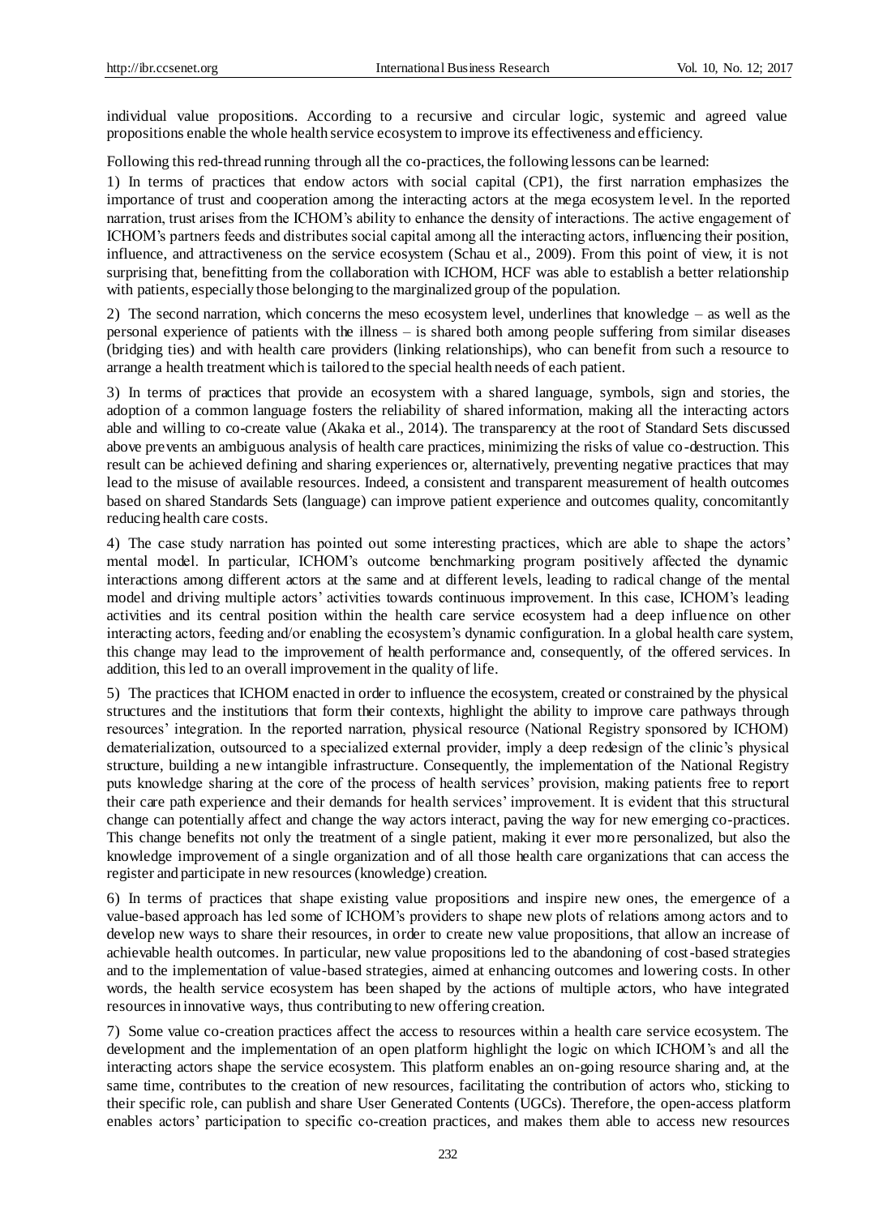individual value propositions. According to a recursive and circular logic, systemic and agreed value propositions enable the whole health service ecosystem to improve its effectiveness and efficiency.

Following this red-thread running through all the co-practices, the following lessons can be learned:

1) In terms of practices that endow actors with social capital (CP1), the first narration emphasizes the importance of trust and cooperation among the interacting actors at the mega ecosystem level. In the reported narration, trust arises from the ICHOM's ability to enhance the density of interactions. The active engagement of ICHOM's partners feeds and distributes social capital among all the interacting actors, influencing their position, influence, and attractiveness on the service ecosystem (Schau et al., 2009). From this point of view, it is not surprising that, benefitting from the collaboration with ICHOM, HCF was able to establish a better relationship with patients, especially those belonging to the marginalized group of the population.

2) The second narration, which concerns the meso ecosystem level, underlines that knowledge – as well as the personal experience of patients with the illness – is shared both among people suffering from similar diseases (bridging ties) and with health care providers (linking relationships), who can benefit from such a resource to arrange a health treatment which is tailored to the special health needs of each patient.

3) In terms of practices that provide an ecosystem with a shared language, symbols, sign and stories, the adoption of a common language fosters the reliability of shared information, making all the interacting actors able and willing to co-create value (Akaka et al., 2014). The transparency at the root of Standard Sets discussed above prevents an ambiguous analysis of health care practices, minimizing the risks of value co-destruction. This result can be achieved defining and sharing experiences or, alternatively, preventing negative practices that may lead to the misuse of available resources. Indeed, a consistent and transparent measurement of health outcomes based on shared Standards Sets (language) can improve patient experience and outcomes quality, concomitantly reducing health care costs.

4) The case study narration has pointed out some interesting practices, which are able to shape the actors' mental model. In particular, ICHOM's outcome benchmarking program positively affected the dynamic interactions among different actors at the same and at different levels, leading to radical change of the mental model and driving multiple actors' activities towards continuous improvement. In this case, ICHOM's leading activities and its central position within the health care service ecosystem had a deep influence on other interacting actors, feeding and/or enabling the ecosystem's dynamic configuration. In a global health care system, this change may lead to the improvement of health performance and, consequently, of the offered services. In addition, this led to an overall improvement in the quality of life.

5) The practices that ICHOM enacted in order to influence the ecosystem, created or constrained by the physical structures and the institutions that form their contexts, highlight the ability to improve care pathways through resources' integration. In the reported narration, physical resource (National Registry sponsored by ICHOM) dematerialization, outsourced to a specialized external provider, imply a deep redesign of the clinic's physical structure, building a new intangible infrastructure. Consequently, the implementation of the National Registry puts knowledge sharing at the core of the process of health services' provision, making patients free to report their care path experience and their demands for health services' improvement. It is evident that this structural change can potentially affect and change the way actors interact, paving the way for new emerging co-practices. This change benefits not only the treatment of a single patient, making it ever more personalized, but also the knowledge improvement of a single organization and of all those health care organizations that can access the register and participate in new resources (knowledge) creation.

6) In terms of practices that shape existing value propositions and inspire new ones, the emergence of a value-based approach has led some of ICHOM's providers to shape new plots of relations among actors and to develop new ways to share their resources, in order to create new value propositions, that allow an increase of achievable health outcomes. In particular, new value propositions led to the abandoning of cost-based strategies and to the implementation of value-based strategies, aimed at enhancing outcomes and lowering costs. In other words, the health service ecosystem has been shaped by the actions of multiple actors, who have integrated resources in innovative ways, thus contributing to new offering creation.

7) Some value co-creation practices affect the access to resources within a health care service ecosystem. The development and the implementation of an open platform highlight the logic on which ICHOM's and all the interacting actors shape the service ecosystem. This platform enables an on-going resource sharing and, at the same time, contributes to the creation of new resources, facilitating the contribution of actors who, sticking to their specific role, can publish and share User Generated Contents (UGCs). Therefore, the open-access platform enables actors' participation to specific co-creation practices, and makes them able to access new resources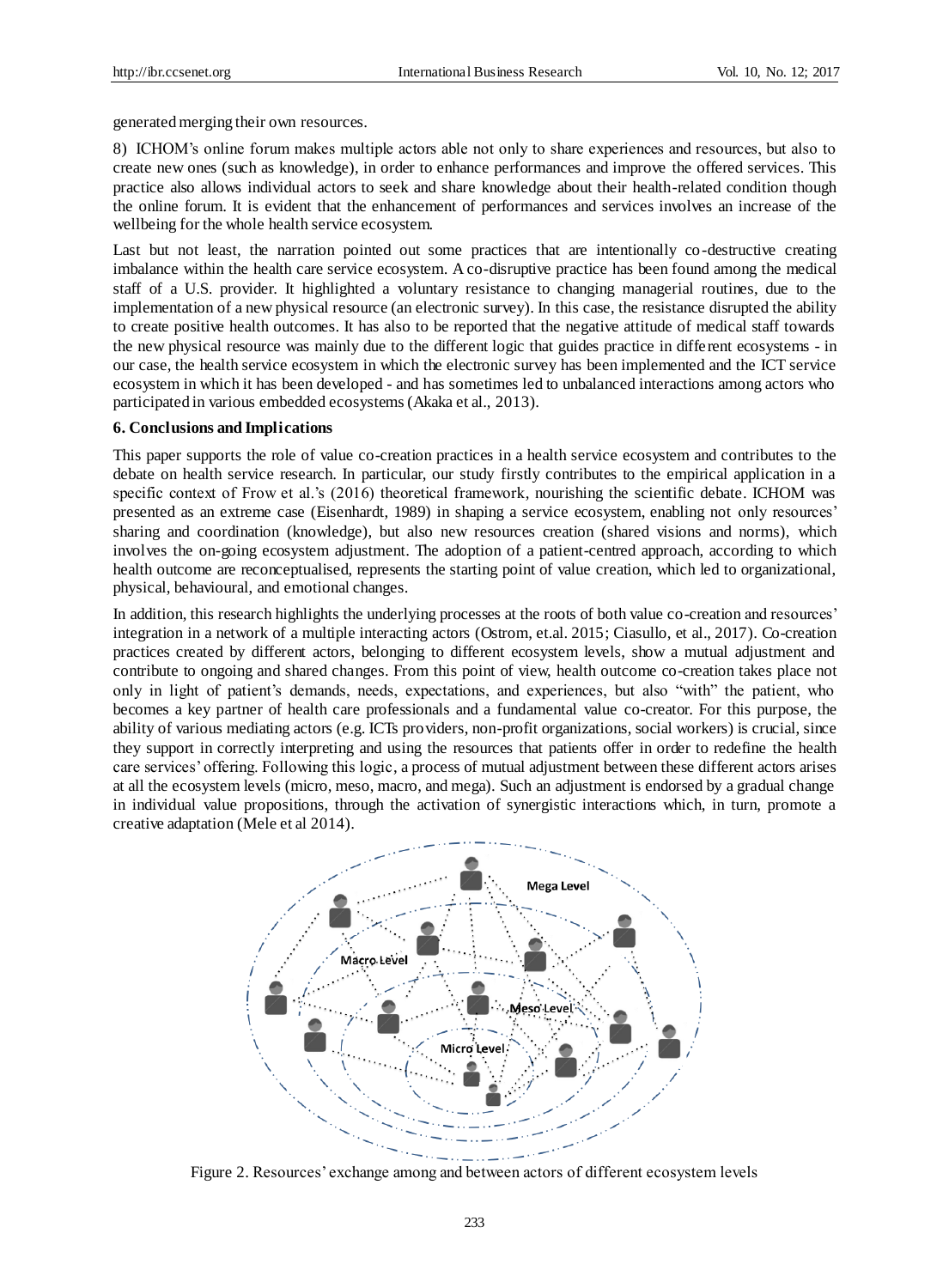generated merging their own resources.

8) ICHOM's online forum makes multiple actors able not only to share experiences and resources, but also to create new ones (such as knowledge), in order to enhance performances and improve the offered services. This practice also allows individual actors to seek and share knowledge about their health-related condition though the online forum. It is evident that the enhancement of performances and services involves an increase of the wellbeing for the whole health service ecosystem.

Last but not least, the narration pointed out some practices that are intentionally co-destructive creating imbalance within the health care service ecosystem. A co-disruptive practice has been found among the medical staff of a U.S. provider. It highlighted a voluntary resistance to changing managerial routines, due to the implementation of a new physical resource (an electronic survey). In this case, the resistance disrupted the ability to create positive health outcomes. It has also to be reported that the negative attitude of medical staff towards the new physical resource was mainly due to the different logic that guides practice in different ecosystems - in our case, the health service ecosystem in which the electronic survey has been implemented and the ICT service ecosystem in which it has been developed - and has sometimes led to unbalanced interactions among actors who participated in various embedded ecosystems (Akaka et al., 2013).

## 6. Conclusions and Implications

This paper supports the role of value co-creation practices in a health service ecosystem and contributes to the debate on health service research. In particular, our study firstly contributes to the empirical application in a specific context of Frow et al.'s (2016) theoretical framework, nourishing the scientific debate. ICHOM was presented as an extreme case (Eisenhardt, 1989) in shaping a service ecosystem, enabling not only resources' sharing and coordination (knowledge), but also new resources creation (shared visions and norms), which involves the on-going ecosystem adjustment. The adoption of a patient-centred approach, according to which health outcome are reconceptualised, represents the starting point of value creation, which led to organizational, physical, behavioural, and emotional changes.

In addition, this research highlights the underlying processes at the roots of both value co-creation and resources' integration in a network of a multiple interacting actors (Ostrom, et.al. 2015; Ciasullo, et al., 2017). Co-creation practices created by different actors, belonging to different ecosystem levels, show a mutual adjustment and contribute to ongoing and shared changes. From this point of view, health outcome co-creation takes place not only in light of patient's demands, needs, expectations, and experiences, but also "with" the patient, who becomes a key partner of health care professionals and a fundamental value co-creator. For this purpose, the ability of various mediating actors (e.g. ICTs providers, non-profit organizations, social workers) is crucial, since they support in correctly interpreting and using the resources that patients offer in order to redefine the health care services' offering. Following this logic, a process of mutual adjustment between these different actors arises at all the ecosystem levels (micro, meso, macro, and mega). Such an adjustment is endorsed by a gradual change in individual value propositions, through the activation of synergistic interactions which, in turn, promote a creative adaptation (Mele et al 2014).

Figure 2. Resources' exchange among and between actors of different ecosystem levels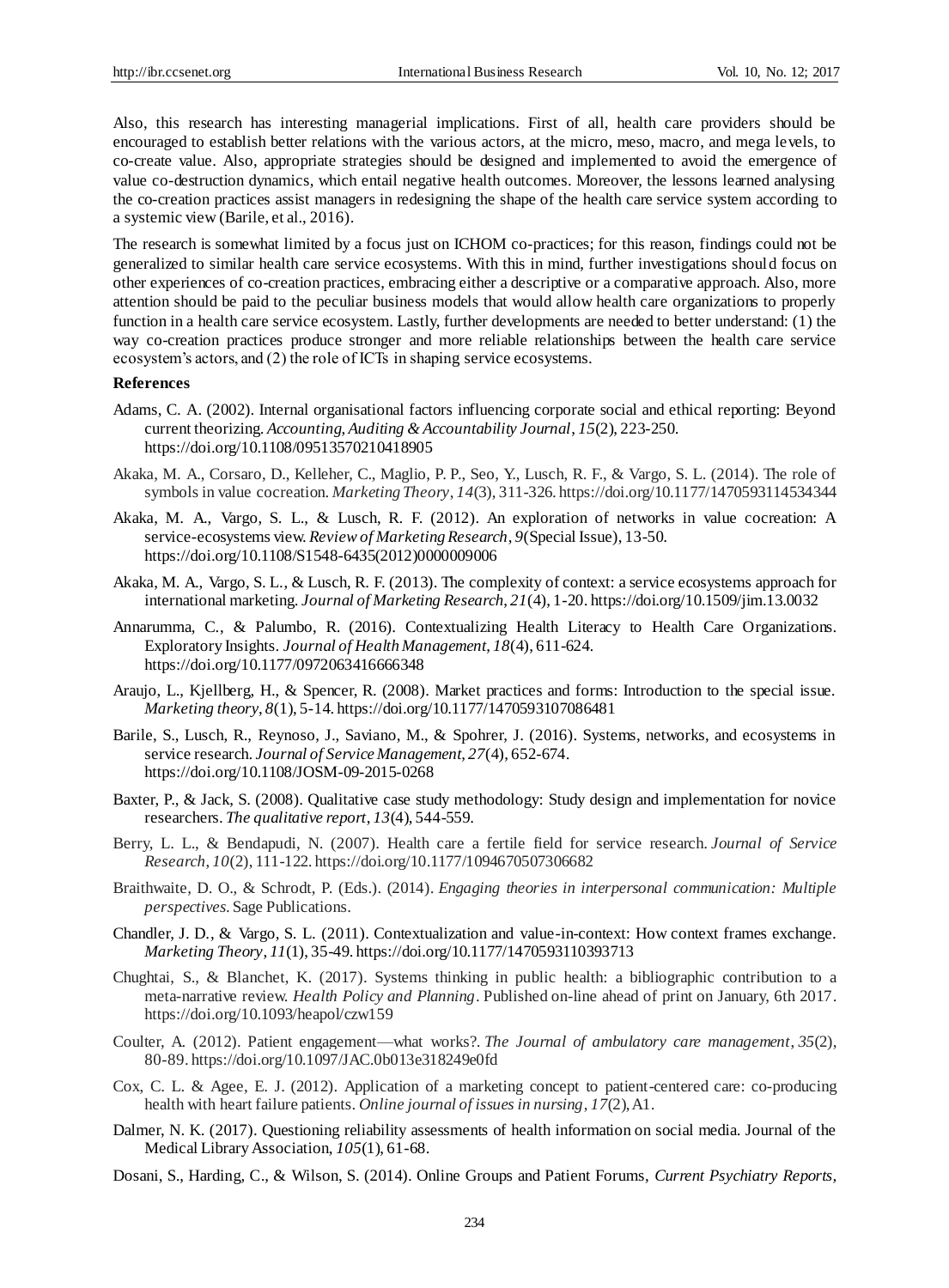Also, this research has interesting managerial implications. First of all, health care providers should be encouraged to establish better relations with the various actors, at the micro, meso, macro, and mega levels, to co-create value. Also, appropriate strategies should be designed and implemented to avoid the emergence of value co-destruction dynamics, which entail negative health outcomes. Moreover, the lessons learned analysing the co-creation practices assist managers in redesigning the shape of the health care service system according to a systemic view (Barile, et al., 2016).

The research is somewhat limited by a focus just on ICHOM co-practices; for this reason, findings could not be generalized to similar health care service ecosystems. With this in mind, further investigations should focus on other experiences of co-creation practices, embracing either a descriptive or a comparative approach. Also, more attention should be paid to the peculiar business models that would allow health care organizations to properly function in a health care service ecosystem. Lastly, further developments are needed to better understand: (1) the way co-creation practices produce stronger and more reliable relationships between the health care service ecosystem's actors, and (2) the role of ICTs in shaping service ecosystems.

**References**

Adams, C. A. (2002). Internal organisational factors influencing corporate social and ethical reporting: Beyond current theorizing. *Accounting, Auditing & Accountability Journal*, *15*(2), 223-250. https://doi.org/10.1108/09513570210418905

Akaka, M. A., Corsaro, D., Kelleher, C., Maglio, P. P., Seo, Y., Lusch, R. F., & Vargo, S. L. (2014). The role of symbols in value cocreation. *Marketing Theory*, *14*(3), 311-326. https://doi.org/10.1177/1470593114534344

Akaka, M. A., Vargo, S. L., & Lusch, R. F. (2012). An exploration of networks in value cocreation: A service-ecosystems view. *Review of Marketing Research*, *9*(Special Issue), 13-50. https://doi.org/10.1108/S1548-6435(2012)0000009006

Akaka, M. A., Vargo, S. L., & Lusch, R. F. (2013). The complexity of context: a service ecosystems approach for international marketing. *Journal of Marketing Research*, *21*(4), 1-20. https://doi.org/10.1509/jim.13.0032

Annarumma, C., & Palumbo, R. (2016). Contextualizing Health Literacy to Health Care Organizations. Exploratory Insights. *Journal of Health Management*, *18*(4), 611-624. https://doi.org/10.1177/0972063416666348

Araujo, L., Kjellberg, H., & Spencer, R. (2008). Market practices and forms: Introduction to the special issue. *Marketing theory*, *8*(1), 5-14. https://doi.org/10.1177/1470593107086481

Barile, S., Lusch, R., Reynoso, J., Saviano, M., & Spohrer, J. (2016). Systems, networks, and ecosystems in service research. *Journal of Service Management*, *27*(4), 652-674. https://doi.org/10.1108/JOSM-09-2015-0268

Baxter, P., & Jack, S. (2008). Qualitative case study methodology: Study design and implementation for novice researchers. *The qualitative report*, *13*(4), 544-559.

Berry, L. L., & Bendapudi, N. (2007). Health care a fertile field for service research. *Journal of Service Research*, *10*(2), 111-122. https://doi.org/10.1177/1094670507306682

Braithwaite, D. O., & Schrodt, P. (Eds.). (2014). *Engaging theories in interpersonal communication: Multiple perspectives*. Sage Publications.

Chandler, J. D., & Vargo, S. L. (2011). Contextualization and value-in-context: How context frames exchange. *Marketing Theory*, *11*(1), 35-49. https://doi.org/10.1177/1470593110393713

Chughtai, S., & Blanchet, K. (2017). Systems thinking in public health: a bibliographic contribution to a meta-narrative review. *Health Policy and Planning*. Published on-line ahead of print on January, 6th 2017. https://doi.org/10.1093/heapol/czw159

Coulter, A. (2012). Patient engagement—what works?. *The Journal of ambulatory care management*, *35*(2), 80-89. https://doi.org/10.1097/JAC.0b013e318249e0fd

Cox, C. L. & Agee, E. J. (2012). Application of a marketing concept to patient-centered care: co-producing health with heart failure patients. *Online journal of issues in nursing*, *17*(2), A1.

Dalmer, N. K. (2017). Questioning reliability assessments of health information on social media. Journal of the Medical Library Association, *105*(1), 61-68.

Dosani, S., Harding, C., & Wilson, S. (2014). Online Groups and Patient Forums, *Current Psychiatry Reports,*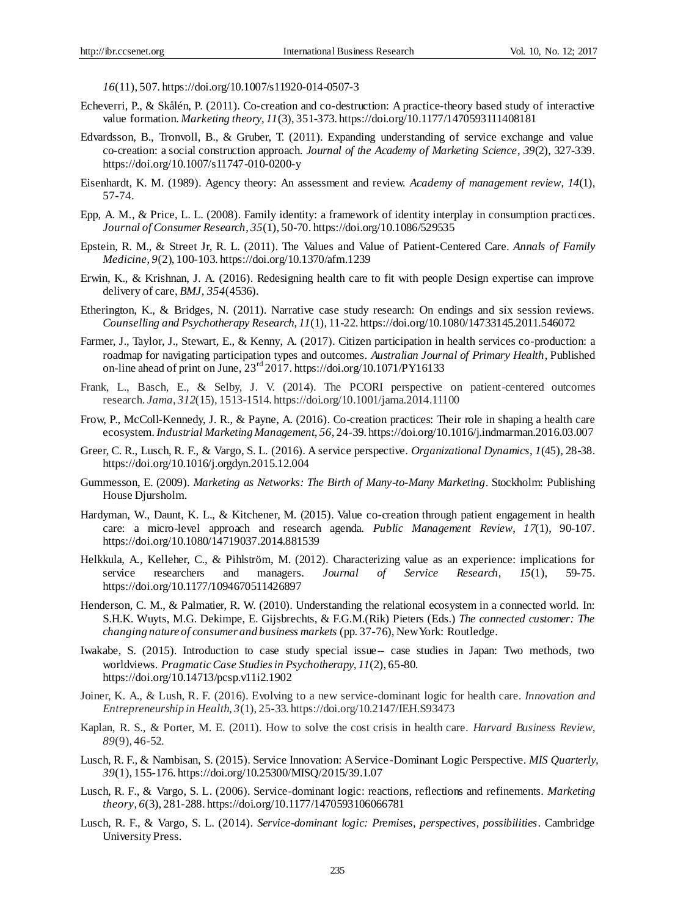*16*(11), 507. https://doi.org/10.1007/s11920-014-0507-3

Echeverri, P., & Skålén, P. (2011). Co-creation and co-destruction: A practice-theory based study of interactive value formation. *Marketing theory, 11*(3), 351-373. https://doi.org/10.1177/1470593111408181

Edvardsson, B., Tronvoll, B., & Gruber, T. (2011). Expanding understanding of service exchange and value co-creation: a social construction approach. *Journal of the Academy of Marketing Science*, *39*(2), 327-339. https://doi.org/10.1007/s11747-010-0200-y

Eisenhardt, K. M. (1989). Agency theory: An assessment and review. *Academy of management review*, *14*(1), 57-74.

Epp, A. M., & Price, L. L. (2008). Family identity: a framework of identity interplay in consumption practices. *Journal of Consumer Research*, *35*(1), 50-70. https://doi.org/10.1086/529535

Epstein, R. M., & Street Jr, R. L. (2011). The Values and Value of Patient-Centered Care. *Annals of Family Medicine, 9*(2), 100-103. https://doi.org/10.1370/afm.1239

Erwin, K., & Krishnan, J. A. (2016). Redesigning health care to fit with people Design expertise can improve delivery of care, *BMJ, 354*(4536).

Etherington, K., & Bridges, N. (2011). Narrative case study research: On endings and six session reviews. *Counselling and Psychotherapy Research, 11*(1), 11-22. https://doi.org/10.1080/14733145.2011.546072

Farmer, J., Taylor, J., Stewart, E., & Kenny, A. (2017). Citizen participation in health services co-production: a roadmap for navigating participation types and outcomes. *Australian Journal of Primary Health*, Published on-line ahead of print on June, 23rd 2017. https://doi.org/10.1071/PY16133

Frank, L., Basch, E., & Selby, J. V. (2014). The PCORI perspective on patient-centered outcomes research. *Jama*, *312*(15), 1513-1514. https://doi.org/10.1001/jama.2014.11100

Frow, P., McColl-Kennedy, J. R., & Payne, A. (2016). Co-creation practices: Their role in shaping a health care ecosystem. *Industrial Marketing Management*, *56*, 24-39. https://doi.org/10.1016/j.indmarman.2016.03.007

Greer, C. R., Lusch, R. F., & Vargo, S. L. (2016). A service perspective. *Organizational Dynamics*, *1*(45), 28-38. https://doi.org/10.1016/j.orgdyn.2015.12.004

Gummesson, E. (2009). *Marketing as Networks: The Birth of Many-to-Many Marketing*. Stockholm: Publishing House Djursholm.

Hardyman, W., Daunt, K. L., & Kitchener, M. (2015). Value co-creation through patient engagement in health care: a micro-level approach and research agenda. *Public Management Review*, *17*(1), 90-107. https://doi.org/10.1080/14719037.2014.881539

Helkkula, A., Kelleher, C., & Pihlström, M. (2012). Characterizing value as an experience: implications for service researchers and managers. *Journal of Service Research*, *15*(1), 59-75. https://doi.org/10.1177/1094670511426897

Henderson, C. M., & Palmatier, R. W. (2010). Understanding the relational ecosystem in a connected world. In: S.H.K. Wuyts, M.G. Dekimpe, E. Gijsbrechts, & F.G.M.(Rik) Pieters (Eds.) *The connected customer: The changing nature of consumer and business markets* (pp. 37-76), New York: Routledge.

Iwakabe, S. (2015). Introduction to case study special issue-- case studies in Japan: Two methods, two worldviews. *Pragmatic Case Studies in Psychotherapy, 11*(2), 65-80. https://doi.org/10.14713/pcsp.v11i2.1902

Joiner, K. A., & Lush, R. F. (2016). Evolving to a new service-dominant logic for health care. *Innovation and Entrepreneurship in Health, 3*(1), 25-33. https://doi.org/10.2147/IEH.S93473

Kaplan, R. S., & Porter, M. E. (2011). How to solve the cost crisis in health care. *Harvard Business Review*, *89*(9), 46-52.

Lusch, R. F., & Nambisan, S. (2015). Service Innovation: A Service-Dominant Logic Perspective. *MIS Quarterly, 39*(1), 155-176. https://doi.org/10.25300/MISQ/2015/39.1.07

Lusch, R. F., & Vargo, S. L. (2006). Service-dominant logic: reactions, reflections and refinements. *Marketing theory*, *6*(3), 281-288. https://doi.org/10.1177/1470593106066781

Lusch, R. F., & Vargo, S. L. (2014). *Service-dominant logic: Premises, perspectives, possibilities*. Cambridge University Press.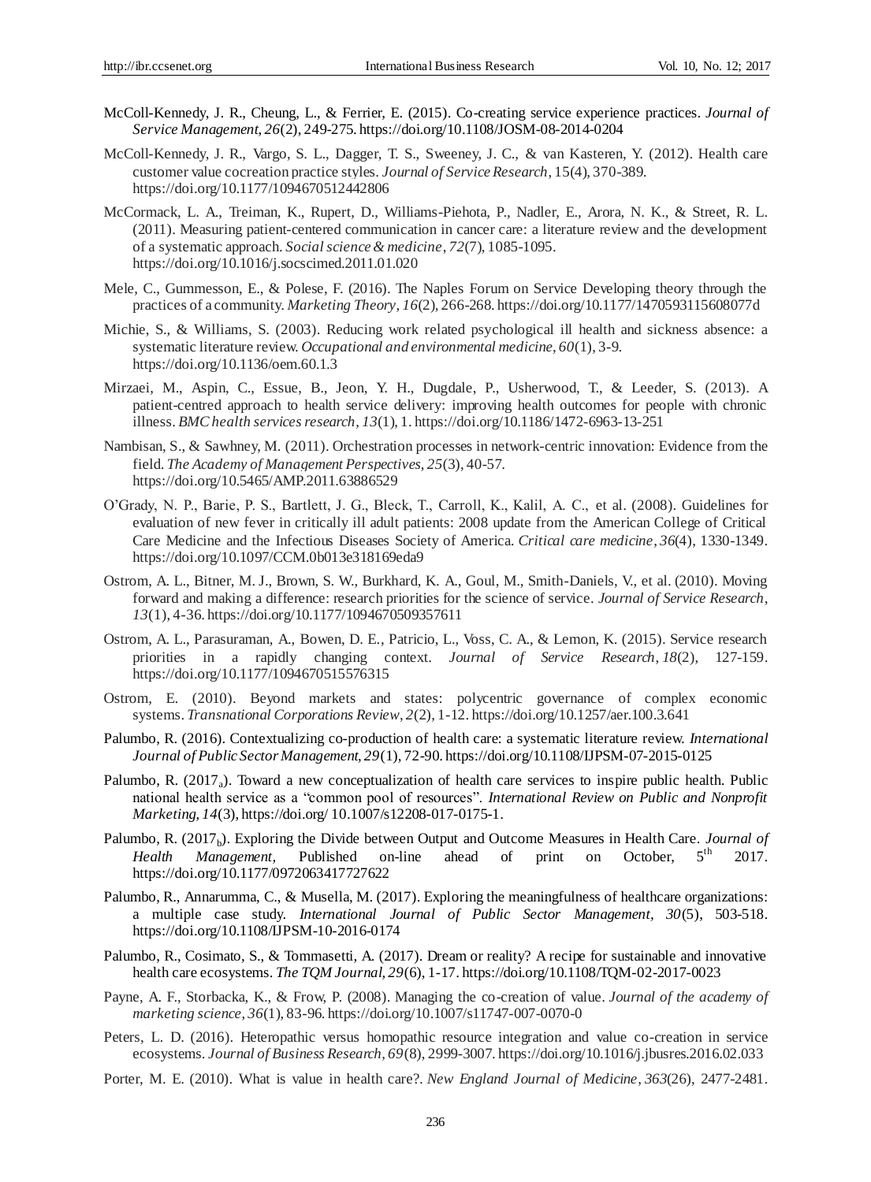McColl-Kennedy, J. R., Cheung, L., & Ferrier, E. (2015). Co-creating service experience practices. *Journal of Service Management, 26*(2), 249-275. https://doi.org/10.1108/JOSM-08-2014-0204

McColl-Kennedy, J. R., Vargo, S. L., Dagger, T. S., Sweeney, J. C., & van Kasteren, Y. (2012). Health care customer value cocreation practice styles. *Journal of Service Research*, 15(4), 370-389. https://doi.org/10.1177/1094670512442806

McCormack, L. A., Treiman, K., Rupert, D., Williams-Piehota, P., Nadler, E., Arora, N. K., & Street, R. L. (2011). Measuring patient-centered communication in cancer care: a literature review and the development of a systematic approach. *Social science & medicine*, *72*(7), 1085-1095. https://doi.org/10.1016/j.socscimed.2011.01.020

Mele, C., Gummesson, E., & Polese, F. (2016). The Naples Forum on Service Developing theory through the practices of a community. *Marketing Theory*, *16*(2), 266-268. https://doi.org/10.1177/1470593115608077d

Michie, S., & Williams, S. (2003). Reducing work related psychological ill health and sickness absence: a systematic literature review. *Occupational and environmental medicine*, *60*(1), 3-9. https://doi.org/10.1136/oem.60.1.3

Mirzaei, M., Aspin, C., Essue, B., Jeon, Y. H., Dugdale, P., Usherwood, T., & Leeder, S. (2013). A patient-centred approach to health service delivery: improving health outcomes for people with chronic illness. *BMC health services research*, *13*(1), 1. https://doi.org/10.1186/1472-6963-13-251

Nambisan, S., & Sawhney, M. (2011). Orchestration processes in network-centric innovation: Evidence from the field. *The Academy of Management Perspectives*, *25*(3), 40-57. https://doi.org/10.5465/AMP.2011.63886529

O'Grady, N. P., Barie, P. S., Bartlett, J. G., Bleck, T., Carroll, K., Kalil, A. C., et al. (2008). Guidelines for evaluation of new fever in critically ill adult patients: 2008 update from the American College of Critical Care Medicine and the Infectious Diseases Society of America. *Critical care medicine*, *36*(4), 1330-1349. https://doi.org/10.1097/CCM.0b013e318169eda9

Ostrom, A. L., Bitner, M. J., Brown, S. W., Burkhard, K. A., Goul, M., Smith-Daniels, V., et al. (2010). Moving forward and making a difference: research priorities for the science of service. *Journal of Service Research*, *13*(1), 4-36. https://doi.org/10.1177/1094670509357611

Ostrom, A. L., Parasuraman, A., Bowen, D. E., Patricio, L., Voss, C. A., & Lemon, K. (2015). Service research priorities in a rapidly changing context. *Journal of Service Research*, *18*(2), 127-159. https://doi.org/10.1177/1094670515576315

Ostrom, E. (2010). Beyond markets and states: polycentric governance of complex economic systems. *Transnational Corporations Review*, *2*(2), 1-12. https://doi.org/10.1257/aer.100.3.641

Palumbo, R. (2016). Contextualizing co-production of health care: a systematic literature review. *International Journal of Public Sector Management, 29*(1), 72-90. https://doi.org/10.1108/IJPSM-07-2015-0125

Palumbo, R. (2017$_a$). Toward a new conceptualization of health care services to inspire public health. Public national health service as a "common pool of resources". *International Review on Public and Nonprofit Marketing*, *14*(3), https://doi.org/ 10.1007/s12208-017-0175-1.

Palumbo, R. (2017$_b$). Exploring the Divide between Output and Outcome Measures in Health Care. *Journal of Health Management*, Published on-line ahead of print on October, 5$^{th}$ 2017. https://doi.org/10.1177/0972063417727622

Palumbo, R., Annarumma, C., & Musella, M. (2017). Exploring the meaningfulness of healthcare organizations: a multiple case study. *International Journal of Public Sector Management*, *30*(5), 503-518. https://doi.org/10.1108/IJPSM-10-2016-0174

Palumbo, R., Cosimato, S., & Tommasetti, A. (2017). Dream or reality? A recipe for sustainable and innovative health care ecosystems. *The TQM Journal, 29*(6), 1-17. https://doi.org/10.1108/TQM-02-2017-0023

Payne, A. F., Storbacka, K., & Frow, P. (2008). Managing the co-creation of value. *Journal of the academy of marketing science*, *36*(1), 83-96. https://doi.org/10.1007/s11747-007-0070-0

Peters, L. D. (2016). Heteropathic versus homopathic resource integration and value co-creation in service ecosystems. *Journal of Business Research*, *69*(8), 2999-3007. https://doi.org/10.1016/j.jbusres.2016.02.033

Porter, M. E. (2010). What is value in health care?. *New England Journal of Medicine*, *363*(26), 2477-2481.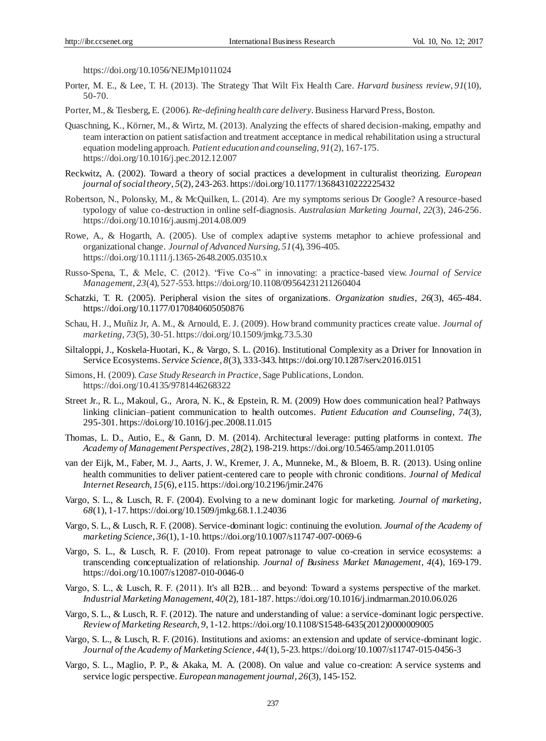https://doi.org/10.1056/NEJMp1011024

Porter, M. E., & Lee, T. H. (2013). The Strategy That Wilt Fix Health Care. *Harvard business review*, *91*(10), 50-70.

Porter, M., & Tiesberg, E. (2006). *Re-defining health care delivery*. Business Harvard Press, Boston.

Quaschning, K., Körner, M., & Wirtz, M. (2013). Analyzing the effects of shared decision-making, empathy and team interaction on patient satisfaction and treatment acceptance in medical rehabilitation using a structural equation modeling approach. *Patient education and counseling*, *91*(2), 167-175. https://doi.org/10.1016/j.pec.2012.12.007

Reckwitz, A. (2002). Toward a theory of social practices a development in culturalist theorizing. *European journal of social theory*, *5*(2), 243-263. https://doi.org/10.1177/13684310222225432

Robertson, N., Polonsky, M., & McQuilken, L. (2014). Are my symptoms serious Dr Google? A resource-based typology of value co-destruction in online self-diagnosis. *Australasian Marketing Journal, 22*(3), 246-256. https://doi.org/10.1016/j.ausmj.2014.08.009

Rowe, A., & Hogarth, A. (2005). Use of complex adaptive systems metaphor to achieve professional and organizational change. *Journal of Advanced Nursing*, *51*(4), 396-405. https://doi.org/10.1111/j.1365-2648.2005.03510.x

Russo-Spena, T., & Mele, C. (2012). "Five Co-s" in innovating: a practice-based view. *Journal of Service Management*, *23*(4), 527-553. https://doi.org/10.1108/09564231211260404

Schatzki, T. R. (2005). Peripheral vision the sites of organizations. *Organization studies*, *26*(3), 465-484. https://doi.org/10.1177/0170840605050876

Schau, H. J., Muñiz Jr, A. M., & Arnould, E. J. (2009). How brand community practices create value. *Journal of marketing*, *73*(5), 30-51. https://doi.org/10.1509/jmkg.73.5.30

Siltaloppi, J., Koskela-Huotari, K., & Vargo, S. L. (2016). Institutional Complexity as a Driver for Innovation in Service Ecosystems. *Service Science*, *8*(3), 333-343. https://doi.org/10.1287/serv.2016.0151

Simons, H. (2009). *Case Study Research in Practice*, Sage Publications, London. https://doi.org/10.4135/9781446268322

Street Jr., R. L., Makoul, G., Arora, N. K., & Epstein, R. M. (2009) How does communication heal? Pathways linking clinician–patient communication to health outcomes. *Patient Education and Counseling, 74*(3), 295-301. https://doi.org/10.1016/j.pec.2008.11.015

Thomas, L. D., Autio, E., & Gann, D. M. (2014). Architectural leverage: putting platforms in context. *The Academy of Management Perspectives*, *28*(2), 198-219. https://doi.org/10.5465/amp.2011.0105

van der Eijk, M., Faber, M. J., Aarts, J. W., Kremer, J. A., Munneke, M., & Bloem, B. R. (2013). Using online health communities to deliver patient-centered care to people with chronic conditions. *Journal of Medical Internet Research, 15*(6), e115. https://doi.org/10.2196/jmir.2476

Vargo, S. L., & Lusch, R. F. (2004). Evolving to a new dominant logic for marketing. *Journal of marketing*, *68*(1), 1-17. https://doi.org/10.1509/jmkg.68.1.1.24036

Vargo, S. L., & Lusch, R. F. (2008). Service-dominant logic: continuing the evolution. *Journal of the Academy of marketing Science*, *36*(1), 1-10. https://doi.org/10.1007/s11747-007-0069-6

Vargo, S. L., & Lusch, R. F. (2010). From repeat patronage to value co-creation in service ecosystems: a transcending conceptualization of relationship. *Journal of Business Market Management*, *4*(4), 169-179. https://doi.org/10.1007/s12087-010-0046-0

Vargo, S. L., & Lusch, R. F. (2011). It's all B2B… and beyond: Toward a systems perspective of the market. *Industrial Marketing Management*, *40*(2), 181-187. https://doi.org/10.1016/j.indmarman.2010.06.026

Vargo, S. L., & Lusch, R. F. (2012). The nature and understanding of value: a service-dominant logic perspective. *Review of Marketing Research*, *9*, 1-12. https://doi.org/10.1108/S1548-6435(2012)0000009005

Vargo, S. L., & Lusch, R. F. (2016). Institutions and axioms: an extension and update of service-dominant logic. *Journal of the Academy of Marketing Science*, *44*(1), 5-23. https://doi.org/10.1007/s11747-015-0456-3

Vargo, S. L., Maglio, P. P., & Akaka, M. A. (2008). On value and value co-creation: A service systems and service logic perspective. *European management journal*, *26*(3), 145-152.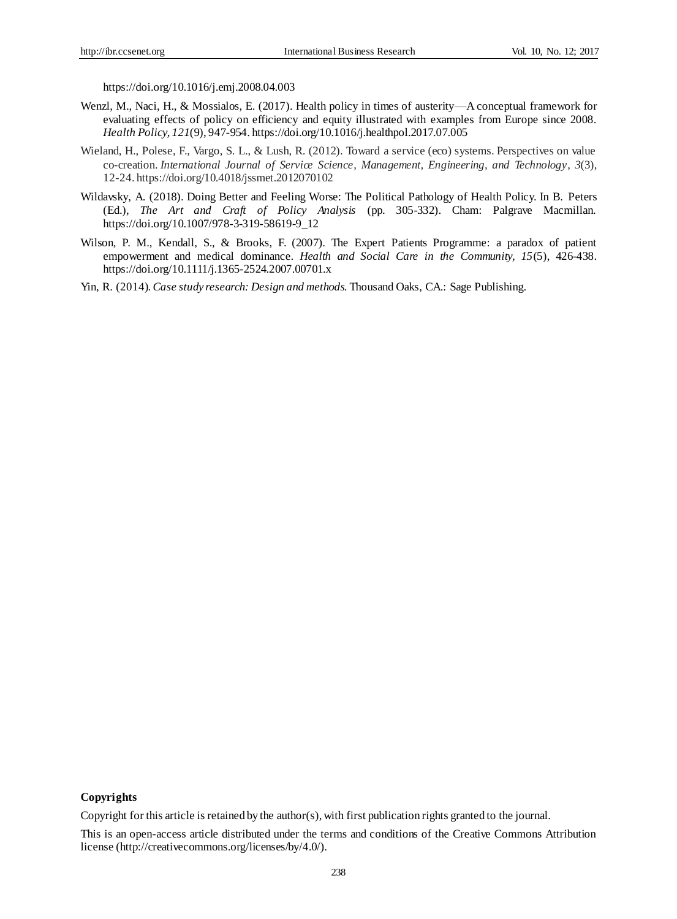https://doi.org/10.1016/j.emj.2008.04.003

Wenzl, M., Naci, H., & Mossialos, E. (2017). Health policy in times of austerity—A conceptual framework for evaluating effects of policy on efficiency and equity illustrated with examples from Europe since 2008. *Health Policy, 121*(9), 947-954. https://doi.org/10.1016/j.healthpol.2017.07.005

Wieland, H., Polese, F., Vargo, S. L., & Lush, R. (2012). Toward a service (eco) systems. Perspectives on value co-creation. *International Journal of Service Science, Management, Engineering, and Technology*, *3*(3), 12-24. https://doi.org/10.4018/jssmet.2012070102

Wildavsky, A. (2018). Doing Better and Feeling Worse: The Political Pathology of Health Policy. In B. Peters (Ed.), *The Art and Craft of Policy Analysis* (pp. 305-332). Cham: Palgrave Macmillan. https://doi.org/10.1007/978-3-319-58619-9_12

Wilson, P. M., Kendall, S., & Brooks, F. (2007). The Expert Patients Programme: a paradox of patient empowerment and medical dominance. *Health and Social Care in the Community, 15*(5), 426-438. https://doi.org/10.1111/j.1365-2524.2007.00701.x

Yin, R. (2014). *Case study research: Design and methods*. Thousand Oaks, CA.: Sage Publishing.

**Copyrights**

Copyright for this article is retained by the author(s), with first publication rights granted to the journal.

This is an open-access article distributed under the terms and conditions of the Creative Commons Attribution license (http://creativecommons.org/licenses/by/4.0/).